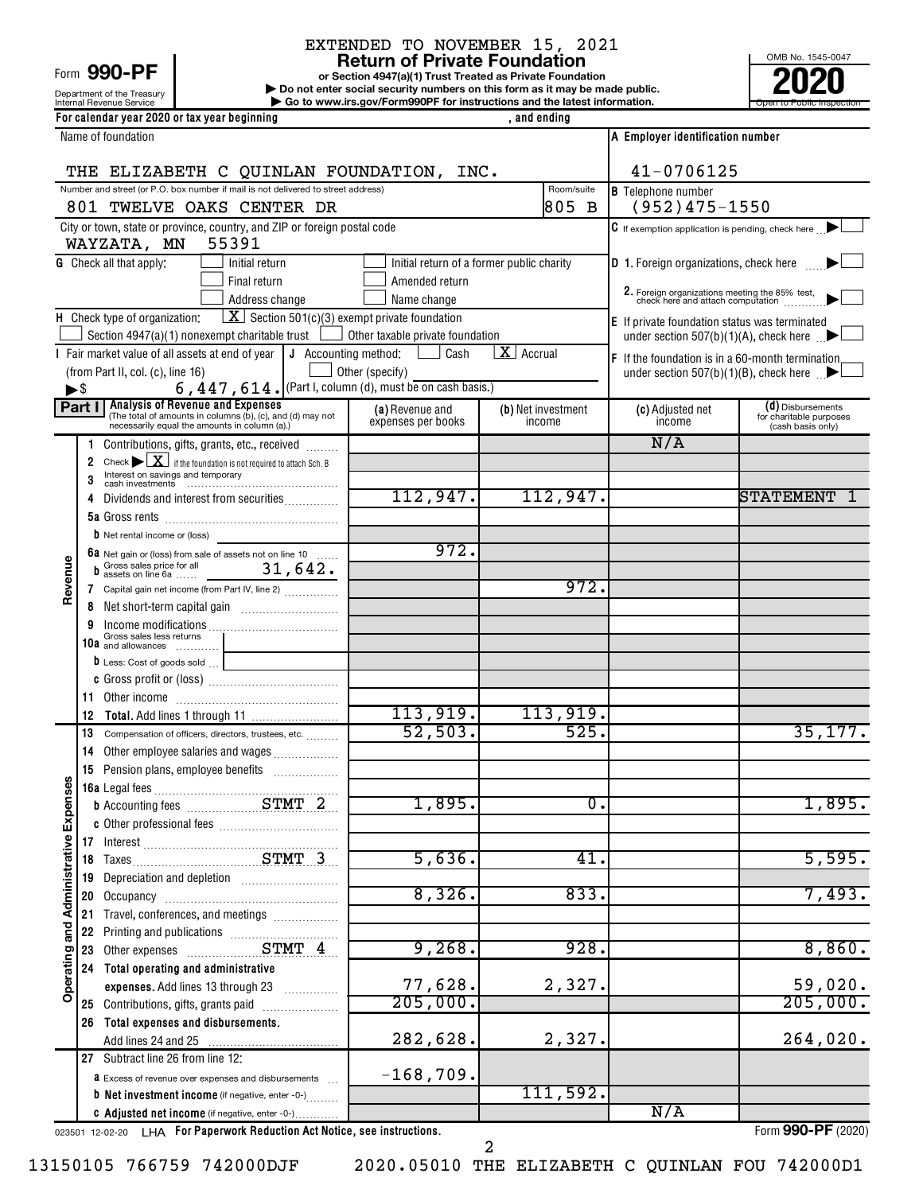EXTENDED TO NOVEMBER 15, 2021

Form **990-PF**

Department of the Treasury
Internal Revenue Service

# Return of Private Foundation

**or Section 4947(a)(1) Trust Treated as Private Foundation**

**▶ Do not enter social security numbers on this form as it may be made public.**

**▶ Go to www.irs.gov/Form990PF for instructions and the latest information.**

OMB No. 1545-0047

**2020**

Open to Public Inspection

For calendar year 2020 or tax year beginning , and ending

Name of foundation: THE ELIZABETH C QUINLAN FOUNDATION, INC.

A Employer identification number: 41-0706125

Number and street (or P.O. box number if mail is not delivered to street address): 801 TWELVE OAKS CENTER DR — Room/suite: 805 B

B Telephone number: (952)475-1550

City or town, state or province, country, and ZIP or foreign postal code: WAYZATA, MN 55391

C If exemption application is pending, check here ☐

G Check all that apply: ☐ Initial return ☐ Initial return of a former public charity ☐ Final return ☐ Amended return ☐ Address change ☐ Name change

D 1. Foreign organizations, check here ☐
2. Foreign organizations meeting the 85% test, check here and attach computation ☐

H Check type of organization: [X] Section 501(c)(3) exempt private foundation ☐ Section 4947(a)(1) nonexempt charitable trust ☐ Other taxable private foundation

E If private foundation status was terminated under section 507(b)(1)(A), check here ☐

I Fair market value of all assets at end of year (from Part II, col. (c), line 16) ▶$ 6,447,614.

J Accounting method: ☐ Cash [X] Accrual ☐ Other (specify) (Part I, column (d), must be on cash basis.)

F If the foundation is in a 60-month termination under section 507(b)(1)(B), check here ☐

**Part I Analysis of Revenue and Expenses** (The total of amounts in columns (b), (c), and (d) may not necessarily equal the amounts in column (a).)

| | Line | (a) Revenue and expenses per books | (b) Net investment income | (c) Adjusted net income | (d) Disbursements for charitable purposes (cash basis only) |
|---|---|---|---|---|---|
| Revenue | 1 Contributions, gifts, grants, etc., received | | | N/A | |
| | 2 Check ▶ [X] if the foundation is not required to attach Sch. B | | | | |
| | 3 Interest on savings and temporary cash investments | | | | |
| | 4 Dividends and interest from securities | 112,947. | 112,947. | | STATEMENT 1 |
| | 5a Gross rents | | | | |
| | b Net rental income or (loss) | | | | |
| | 6a Net gain or (loss) from sale of assets not on line 10 | 972. | | | |
| | b Gross sales price for all assets on line 6a 31,642. | | | | |
| | 7 Capital gain net income (from Part IV, line 2) | | 972. | | |
| | 8 Net short-term capital gain | | | | |
| | 9 Income modifications | | | | |
| | 10a Gross sales less returns and allowances | | | | |
| | b Less: Cost of goods sold | | | | |
| | c Gross profit or (loss) | | | | |
| | 11 Other income | | | | |
| | 12 **Total.** Add lines 1 through 11 | 113,919. | 113,919. | | |
| Operating and Administrative Expenses | 13 Compensation of officers, directors, trustees, etc. | 52,503. | 525. | | 35,177. |
| | 14 Other employee salaries and wages | | | | |
| | 15 Pension plans, employee benefits | | | | |
| | 16a Legal fees | | | | |
| | b Accounting fees STMT 2 | 1,895. | 0. | | 1,895. |
| | c Other professional fees | | | | |
| | 17 Interest | | | | |
| | 18 Taxes STMT 3 | 5,636. | 41. | | 5,595. |
| | 19 Depreciation and depletion | | | | |
| | 20 Occupancy | 8,326. | 833. | | 7,493. |
| | 21 Travel, conferences, and meetings | | | | |
| | 22 Printing and publications | | | | |
| | 23 Other expenses STMT 4 | 9,268. | 928. | | 8,860. |
| | 24 **Total operating and administrative expenses.** Add lines 13 through 23 | 77,628. | 2,327. | | 59,020. |
| | 25 Contributions, gifts, grants paid | 205,000. | | | 205,000. |
| | 26 **Total expenses and disbursements.** Add lines 24 and 25 | 282,628. | 2,327. | | 264,020. |
| | 27 Subtract line 26 from line 12: | | | | |
| | a Excess of revenue over expenses and disbursements | -168,709. | | | |
| | b **Net investment income** (if negative, enter -0-) | | 111,592. | | |
| | c **Adjusted net income** (if negative, enter -0-) | | | N/A | |

023501 12-02-20 LHA **For Paperwork Reduction Act Notice, see instructions.** Form **990-PF** (2020)

13150105 766759 742000DJF 2020.05010 THE ELIZABETH C QUINLAN FOU 742000D1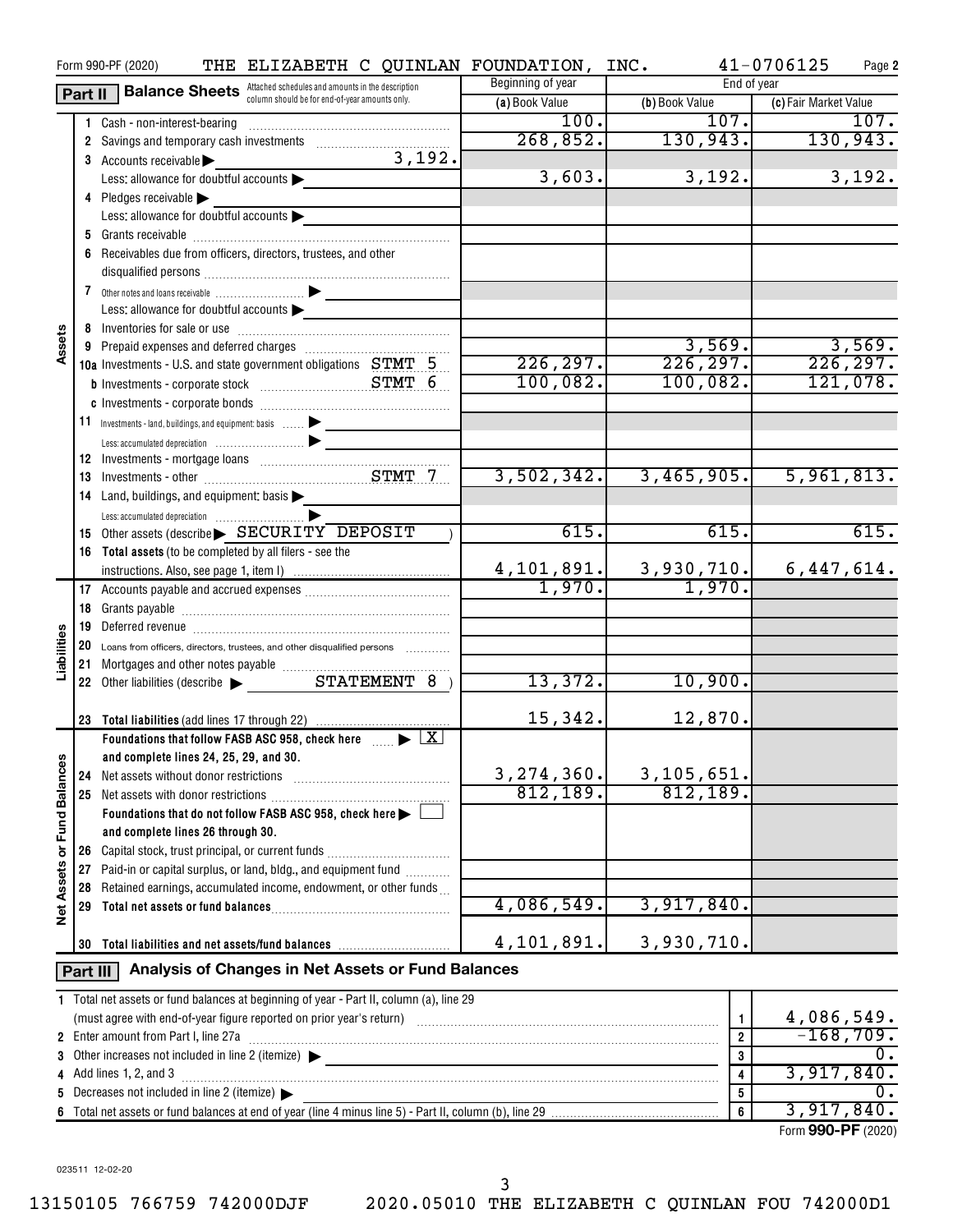Form 990-PF (2020) THE ELIZABETH C QUINLAN FOUNDATION, INC. 41-0706125 Page 2

## Part II Balance Sheets

Attached schedules and amounts in the description column should be for end-of-year amounts only.

| | | Beginning of year (a) Book Value | End of year (b) Book Value | End of year (c) Fair Market Value |
|---|---|---|---|---|
| **Assets** | 1 Cash - non-interest-bearing | 100. | 107. | 107. |
| | 2 Savings and temporary cash investments | 268,852. | 130,943. | 130,943. |
| | 3 Accounts receivable ▶ 3,192. | | | |
| | Less: allowance for doubtful accounts ▶ | 3,603. | 3,192. | 3,192. |
| | 4 Pledges receivable ▶ | | | |
| | Less: allowance for doubtful accounts ▶ | | | |
| | 5 Grants receivable | | | |
| | 6 Receivables due from officers, directors, trustees, and other disqualified persons | | | |
| | 7 Other notes and loans receivable ▶ | | | |
| | Less: allowance for doubtful accounts ▶ | | | |
| | 8 Inventories for sale or use | | | |
| | 9 Prepaid expenses and deferred charges | | 3,569. | 3,569. |
| | 10a Investments - U.S. and state government obligations STMT 5 | 226,297. | 226,297. | 226,297. |
| | b Investments - corporate stock STMT 6 | 100,082. | 100,082. | 121,078. |
| | c Investments - corporate bonds | | | |
| | 11 Investments - land, buildings, and equipment: basis ▶ | | | |
| | Less: accumulated depreciation ▶ | | | |
| | 12 Investments - mortgage loans | | | |
| | 13 Investments - other STMT 7 | 3,502,342. | 3,465,905. | 5,961,813. |
| | 14 Land, buildings, and equipment: basis ▶ | | | |
| | Less: accumulated depreciation ▶ | | | |
| | 15 Other assets (describe ▶ SECURITY DEPOSIT ) | 615. | 615. | 615. |
| | 16 Total assets (to be completed by all filers - see the instructions. Also, see page 1, item I) | 4,101,891. | 3,930,710. | 6,447,614. |
| **Liabilities** | 17 Accounts payable and accrued expenses | 1,970. | 1,970. | |
| | 18 Grants payable | | | |
| | 19 Deferred revenue | | | |
| | 20 Loans from officers, directors, trustees, and other disqualified persons | | | |
| | 21 Mortgages and other notes payable | | | |
| | 22 Other liabilities (describe ▶ STATEMENT 8 ) | 13,372. | 10,900. | |
| | 23 Total liabilities (add lines 17 through 22) | 15,342. | 12,870. | |
| **Net Assets or Fund Balances** | Foundations that follow FASB ASC 958, check here ▶ [X] and complete lines 24, 25, 29, and 30. | | | |
| | 24 Net assets without donor restrictions | 3,274,360. | 3,105,651. | |
| | 25 Net assets with donor restrictions | 812,189. | 812,189. | |
| | Foundations that do not follow FASB ASC 958, check here ▶ [ ] and complete lines 26 through 30. | | | |
| | 26 Capital stock, trust principal, or current funds | | | |
| | 27 Paid-in or capital surplus, or land, bldg., and equipment fund | | | |
| | 28 Retained earnings, accumulated income, endowment, or other funds | | | |
| | 29 Total net assets or fund balances | 4,086,549. | 3,917,840. | |
| | 30 Total liabilities and net assets/fund balances | 4,101,891. | 3,930,710. | |

## Part III Analysis of Changes in Net Assets or Fund Balances

| | | Line | Amount |
|---|---|---|---|
| 1 | Total net assets or fund balances at beginning of year - Part II, column (a), line 29 (must agree with end-of-year figure reported on prior year's return) | 1 | 4,086,549. |
| 2 | Enter amount from Part I, line 27a | 2 | -168,709. |
| 3 | Other increases not included in line 2 (itemize) ▶ | 3 | 0. |
| 4 | Add lines 1, 2, and 3 | 4 | 3,917,840. |
| 5 | Decreases not included in line 2 (itemize) ▶ | 5 | 0. |
| 6 | Total net assets or fund balances at end of year (line 4 minus line 5) - Part II, column (b), line 29 | 6 | 3,917,840. |

Form **990-PF** (2020)

023511 12-02-20

13150105 766759 742000DJF 2020.05010 THE ELIZABETH C QUINLAN FOU 742000D1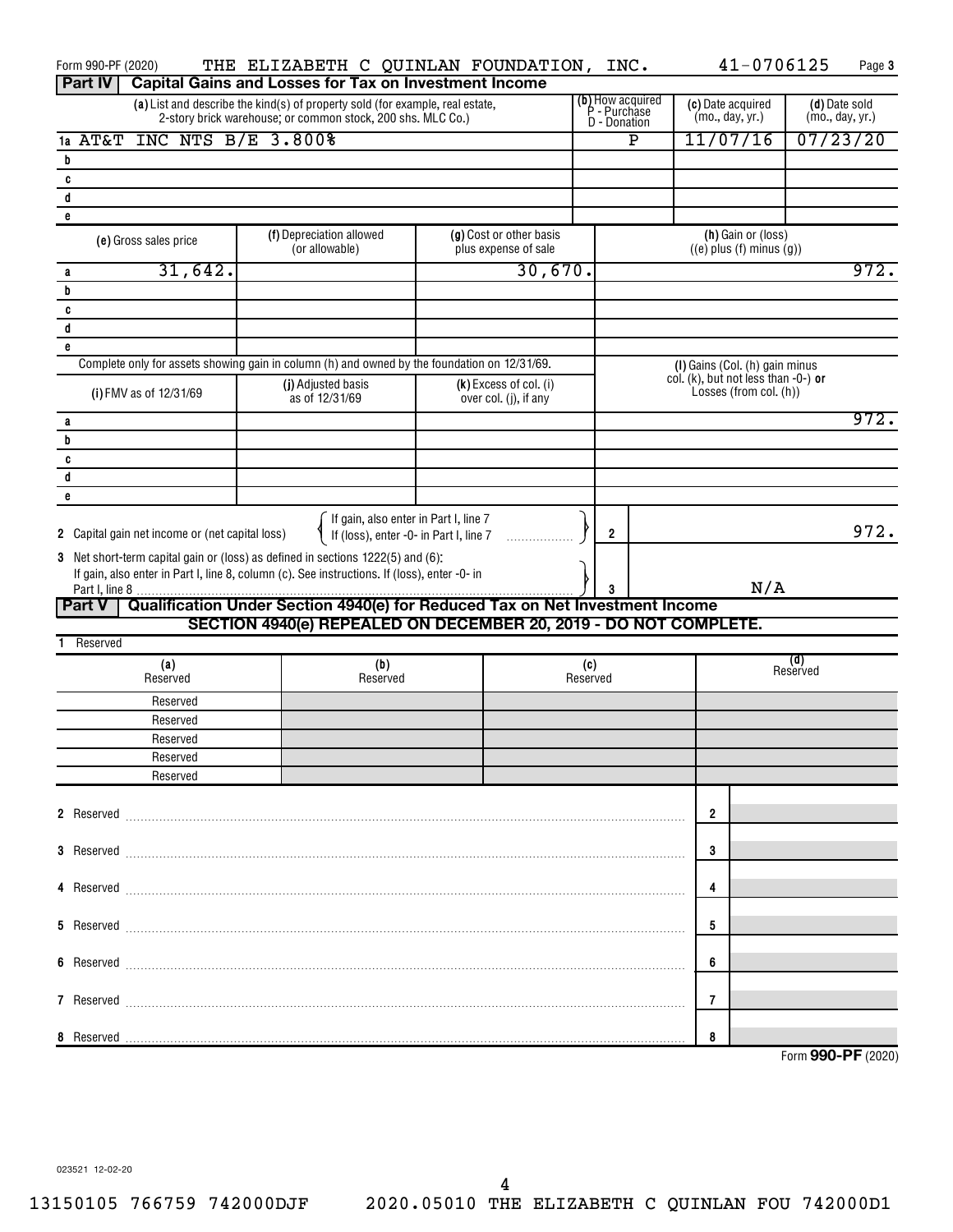Form 990-PF (2020) THE ELIZABETH C QUINLAN FOUNDATION, INC. 41-0706125

## Part IV Capital Gains and Losses for Tax on Investment Income

| | (a) List and describe the kind(s) of property sold (for example, real estate, 2-story brick warehouse; or common stock, 200 shs. MLC Co.) | (b) How acquired P - Purchase D - Donation | (c) Date acquired (mo., day, yr.) | (d) Date sold (mo., day, yr.) |
|---|---|---|---|---|
| 1a | AT&T INC NTS B/E 3.800% | P | 11/07/16 | 07/23/20 |
| b | | | | |
| c | | | | |
| d | | | | |
| e | | | | |

| | (e) Gross sales price | (f) Depreciation allowed (or allowable) | (g) Cost or other basis plus expense of sale | (h) Gain or (loss) ((e) plus (f) minus (g)) |
|---|---|---|---|---|
| a | 31,642. | | 30,670. | 972. |
| b | | | | |
| c | | | | |
| d | | | | |
| e | | | | |

Complete only for assets showing gain in column (h) and owned by the foundation on 12/31/69.

| | (i) FMV as of 12/31/69 | (j) Adjusted basis as of 12/31/69 | (k) Excess of col. (i) over col. (j), if any | (l) Gains (Col. (h) gain minus col. (k), but not less than -0-) or Losses (from col. (h)) |
|---|---|---|---|---|
| a | | | | 972. |
| b | | | | |
| c | | | | |
| d | | | | |
| e | | | | |

2 Capital gain net income or (net capital loss) { If gain, also enter in Part I, line 7 / If (loss), enter -0- in Part I, line 7 } — 2 — 972.

3 Net short-term capital gain or (loss) as defined in sections 1222(5) and (6): If gain, also enter in Part I, line 8, column (c). See instructions. If (loss), enter -0- in Part I, line 8 — 3 — N/A

## Part V Qualification Under Section 4940(e) for Reduced Tax on Net Investment Income

**SECTION 4940(e) REPEALED ON DECEMBER 20, 2019 - DO NOT COMPLETE.**

1 Reserved

| (a) Reserved | (b) Reserved | (c) Reserved | (d) Reserved |
|---|---|---|---|
| Reserved | | | |
| Reserved | | | |
| Reserved | | | |
| Reserved | | | |
| Reserved | | | |

2 Reserved — 2

3 Reserved — 3

4 Reserved — 4

5 Reserved — 5

6 Reserved — 6

7 Reserved — 7

8 Reserved — 8

Form **990-PF** (2020)

023521 12-02-20

13150105 766759 742000DJF 2020.05010 THE ELIZABETH C QUINLAN FOU 742000D1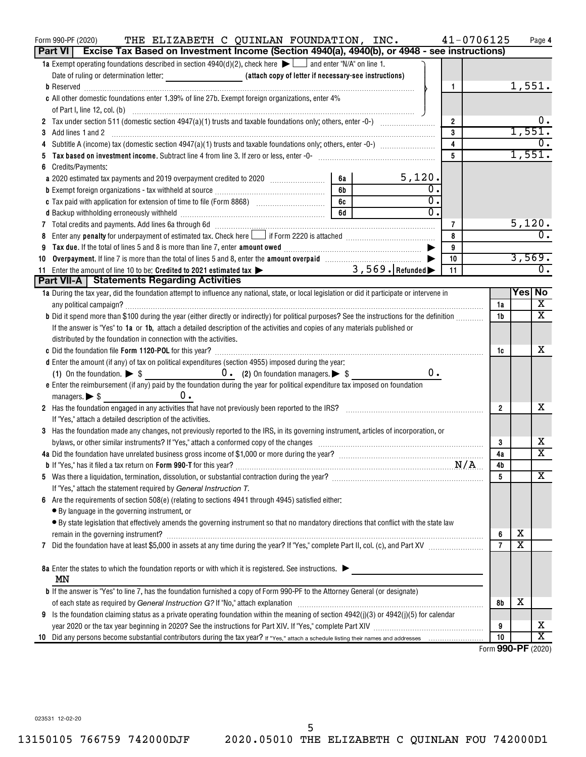Form 990-PF (2020) THE ELIZABETH C QUINLAN FOUNDATION, INC. 41-0706125

## Part VI Excise Tax Based on Investment Income (Section 4940(a), 4940(b), or 4948 - see instructions)

| | | | |
|---|---|---|---|
| **1a** Exempt operating foundations described in section 4940(d)(2), check here ▶ ☐ and enter "N/A" on line 1. Date of ruling or determination letter: ______ (attach copy of letter if necessary-see instructions) | | | |
| **b** Reserved | | 1 | 1,551. |
| **c** All other domestic foundations enter 1.39% of line 27b. Exempt foreign organizations, enter 4% of Part I, line 12, col. (b) | | | |
| **2** Tax under section 511 (domestic section 4947(a)(1) trusts and taxable foundations only; others, enter -0-) | | 2 | 0. |
| **3** Add lines 1 and 2 | | 3 | 1,551. |
| **4** Subtitle A (income) tax (domestic section 4947(a)(1) trusts and taxable foundations only; others, enter -0-) | | 4 | 0. |
| **5** **Tax based on investment income.** Subtract line 4 from line 3. If zero or less, enter -0- | | 5 | 1,551. |
| **6** Credits/Payments: | | | |
| **a** 2020 estimated tax payments and 2019 overpayment credited to 2020 | 6a 5,120. | | |
| **b** Exempt foreign organizations - tax withheld at source | 6b 0. | | |
| **c** Tax paid with application for extension of time to file (Form 8868) | 6c 0. | | |
| **d** Backup withholding erroneously withheld | 6d 0. | | |
| **7** Total credits and payments. Add lines 6a through 6d | | 7 | 5,120. |
| **8** Enter any **penalty** for underpayment of estimated tax. Check here ☐ if Form 2220 is attached | | 8 | 0. |
| **9** **Tax due.** If the total of lines 5 and 8 is more than line 7, enter **amount owed** ▶ | | 9 | |
| **10** **Overpayment.** If line 7 is more than the total of lines 5 and 8, enter the **amount overpaid** ▶ | | 10 | 3,569. |
| **11** Enter the amount of line 10 to be: **Credited to 2021 estimated tax** ▶ 3,569. | **Refunded** ▶ | 11 | 0. |

## Part VII-A Statements Regarding Activities

| | | Yes | No |
|---|---|---|---|
| **1a** During the tax year, did the foundation attempt to influence any national, state, or local legislation or did it participate or intervene in any political campaign? | 1a | | X |
| **b** Did it spend more than $100 during the year (either directly or indirectly) for political purposes? See the instructions for the definition | 1b | | X |
| If the answer is "Yes" to **1a** or **1b**, attach a detailed description of the activities and copies of any materials published or distributed by the foundation in connection with the activities. | | | |
| **c** Did the foundation file **Form 1120-POL** for this year? | 1c | | X |
| **d** Enter the amount (if any) of tax on political expenditures (section 4955) imposed during the year: (1) On the foundation. ▶ $ 0. (2) On foundation managers. ▶ $ 0. | | | |
| **e** Enter the reimbursement (if any) paid by the foundation during the year for political expenditure tax imposed on foundation managers. ▶ $ 0. | | | |
| **2** Has the foundation engaged in any activities that have not previously been reported to the IRS? If "Yes," attach a detailed description of the activities. | 2 | | X |
| **3** Has the foundation made any changes, not previously reported to the IRS, in its governing instrument, articles of incorporation, or bylaws, or other similar instruments? If "Yes," attach a conformed copy of the changes | 3 | | X |
| **4a** Did the foundation have unrelated business gross income of $1,000 or more during the year? | 4a | | X |
| **b** If "Yes," has it filed a tax return on **Form 990-T** for this year? N/A | 4b | | |
| **5** Was there a liquidation, termination, dissolution, or substantial contraction during the year? If "Yes," attach the statement required by *General Instruction T.* | 5 | | X |
| **6** Are the requirements of section 508(e) (relating to sections 4941 through 4945) satisfied either: • By language in the governing instrument, or • By state legislation that effectively amends the governing instrument so that no mandatory directions that conflict with the state law remain in the governing instrument? | 6 | X | |
| **7** Did the foundation have at least $5,000 in assets at any time during the year? If "Yes," complete Part II, col. (c), and Part XV | 7 | X | |
| **8a** Enter the states to which the foundation reports or with which it is registered. See instructions. ▶ MN | | | |
| **b** If the answer is "Yes" to line 7, has the foundation furnished a copy of Form 990-PF to the Attorney General (or designate) of each state as required by *General Instruction G?* If "No," attach explanation | 8b | X | |
| **9** Is the foundation claiming status as a private operating foundation within the meaning of section 4942(j)(3) or 4942(j)(5) for calendar year 2020 or the tax year beginning in 2020? See the instructions for Part XIV. If "Yes," complete Part XIV | 9 | | X |
| **10** Did any persons become substantial contributors during the tax year? If "Yes," attach a schedule listing their names and addresses | 10 | | X |

Form **990-PF** (2020)

023531 12-02-20

13150105 766759 742000DJF 2020.05010 THE ELIZABETH C QUINLAN FOU 742000D1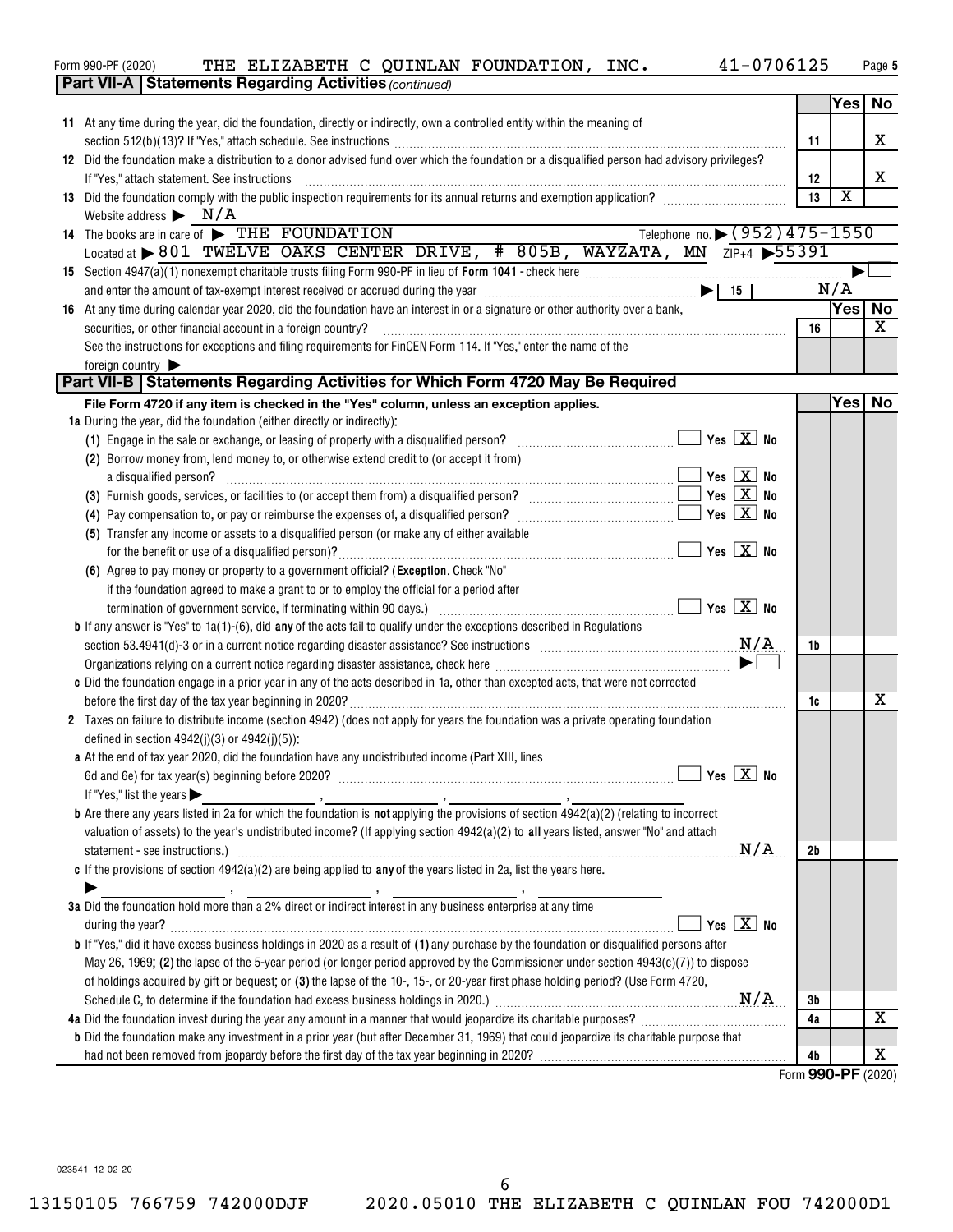Form 990-PF (2020) THE ELIZABETH C QUINLAN FOUNDATION, INC. 41-0706125

## Part VII-A Statements Regarding Activities *(continued)*

| | | | Yes | No |
|---|---|---|---|---|
| **11** | At any time during the year, did the foundation, directly or indirectly, own a controlled entity within the meaning of section 512(b)(13)? If "Yes," attach schedule. See instructions | 11 | | X |
| **12** | Did the foundation make a distribution to a donor advised fund over which the foundation or a disqualified person had advisory privileges? If "Yes," attach statement. See instructions | 12 | | X |
| **13** | Did the foundation comply with the public inspection requirements for its annual returns and exemption application? | 13 | X | |

Website address ▶ N/A

**14** The books are in care of ▶ THE FOUNDATION Telephone no. ▶ (952)475-1550

Located at ▶ 801 TWELVE OAKS CENTER DRIVE, # 805B, WAYZATA, MN ZIP+4 ▶ 55391

**15** Section 4947(a)(1) nonexempt charitable trusts filing Form 990-PF in lieu of **Form 1041** - check here ▶ ☐

and enter the amount of tax-exempt interest received or accrued during the year ▶ | 15 | N/A

| | | | Yes | No |
|---|---|---|---|---|
| **16** | At any time during calendar year 2020, did the foundation have an interest in or a signature or other authority over a bank, securities, or other financial account in a foreign country? See the instructions for exceptions and filing requirements for FinCEN Form 114. If "Yes," enter the name of the foreign country ▶ | 16 | | X |

## Part VII-B Statements Regarding Activities for Which Form 4720 May Be Required

**File Form 4720 if any item is checked in the "Yes" column, unless an exception applies.**

| | | | Yes | No |
|---|---|---|---|---|
| **1a** | During the year, did the foundation (either directly or indirectly): | | | |
| | (1) Engage in the sale or exchange, or leasing of property with a disqualified person? ☐ Yes ☒ No | | | |
| | (2) Borrow money from, lend money to, or otherwise extend credit to (or accept it from) a disqualified person? ☐ Yes ☒ No | | | |
| | (3) Furnish goods, services, or facilities to (or accept them from) a disqualified person? ☐ Yes ☒ No | | | |
| | (4) Pay compensation to, or pay or reimburse the expenses of, a disqualified person? ☐ Yes ☒ No | | | |
| | (5) Transfer any income or assets to a disqualified person (or make any of either available for the benefit or use of a disqualified person)? ☐ Yes ☒ No | | | |
| | (6) Agree to pay money or property to a government official? (**Exception.** Check "No" if the foundation agreed to make a grant to or to employ the official for a period after termination of government service, if terminating within 90 days.) ☐ Yes ☒ No | | | |
| **b** | If any answer is "Yes" to 1a(1)-(6), did **any** of the acts fail to qualify under the exceptions described in Regulations section 53.4941(d)-3 or in a current notice regarding disaster assistance? See instructions N/A | 1b | | |
| | Organizations relying on a current notice regarding disaster assistance, check here ▶ ☐ | | | |
| **c** | Did the foundation engage in a prior year in any of the acts described in 1a, other than excepted acts, that were not corrected before the first day of the tax year beginning in 2020? | 1c | | X |
| **2** | Taxes on failure to distribute income (section 4942) (does not apply for years the foundation was a private operating foundation defined in section 4942(j)(3) or 4942(j)(5)): | | | |
| **a** | At the end of tax year 2020, did the foundation have any undistributed income (Part XIII, lines 6d and 6e) for tax year(s) beginning before 2020? ☐ Yes ☒ No<br>If "Yes," list the years ▶ ____ , ____ , ____ , ____ | | | |
| **b** | Are there any years listed in 2a for which the foundation is **not** applying the provisions of section 4942(a)(2) (relating to incorrect valuation of assets) to the year's undistributed income? (If applying section 4942(a)(2) to **all** years listed, answer "No" and attach statement - see instructions.) N/A | 2b | | |
| **c** | If the provisions of section 4942(a)(2) are being applied to **any** of the years listed in 2a, list the years here.<br>▶ ____ , ____ , ____ , ____ | | | |
| **3a** | Did the foundation hold more than a 2% direct or indirect interest in any business enterprise at any time during the year? ☐ Yes ☒ No | | | |
| **b** | If "Yes," did it have excess business holdings in 2020 as a result of **(1)** any purchase by the foundation or disqualified persons after May 26, 1969; **(2)** the lapse of the 5-year period (or longer period approved by the Commissioner under section 4943(c)(7)) to dispose of holdings acquired by gift or bequest; or **(3)** the lapse of the 10-, 15-, or 20-year first phase holding period? (Use Form 4720, Schedule C, to determine if the foundation had excess business holdings in 2020.) N/A | 3b | | |
| **4a** | Did the foundation invest during the year any amount in a manner that would jeopardize its charitable purposes? | 4a | | X |
| **b** | Did the foundation make any investment in a prior year (but after December 31, 1969) that could jeopardize its charitable purpose that had not been removed from jeopardy before the first day of the tax year beginning in 2020? | 4b | | X |

Form **990-PF** (2020)

023541 12-02-20

13150105 766759 742000DJF 2020.05010 THE ELIZABETH C QUINLAN FOU 742000D1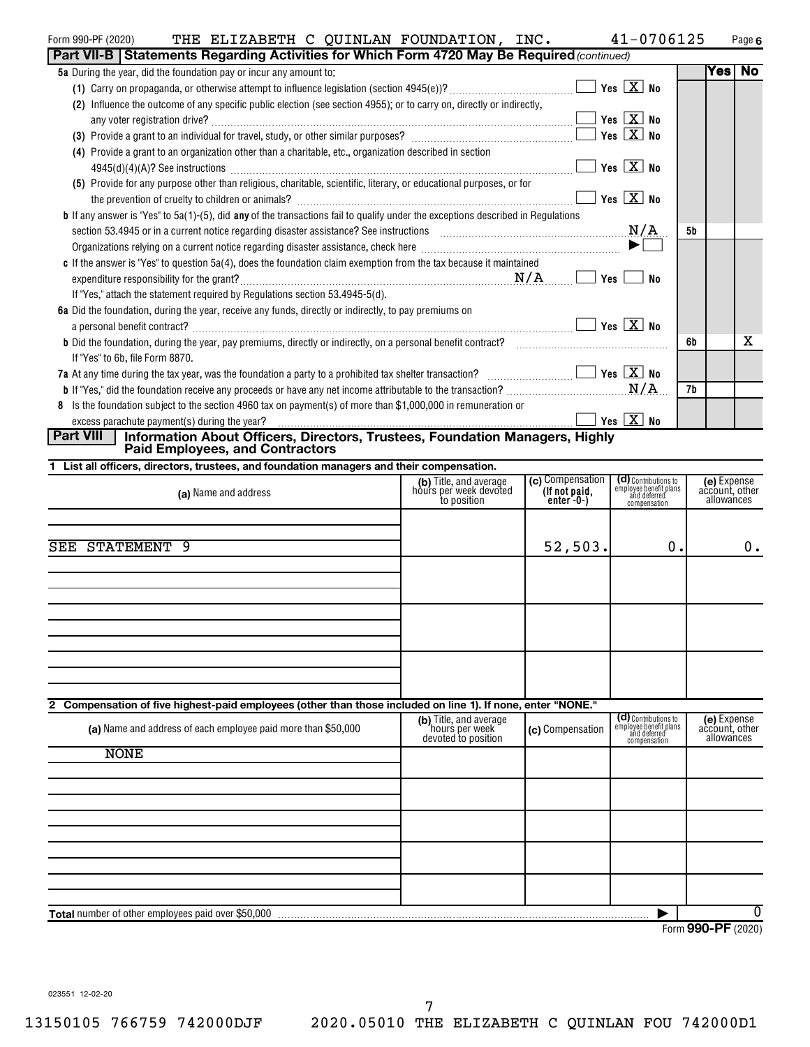Form 990-PF (2020) THE ELIZABETH C QUINLAN FOUNDATION, INC. 41-0706125 Page 6

**Part VII-B Statements Regarding Activities for Which Form 4720 May Be Required** *(continued)*

| | | | Yes | No |
|---|---|---|---|---|
| **5a** During the year, did the foundation pay or incur any amount to: | | | | |
| (1) Carry on propaganda, or otherwise attempt to influence legislation (section 4945(e))? | Yes [X] No | | | |
| (2) Influence the outcome of any specific public election (see section 4955); or to carry on, directly or indirectly, any voter registration drive? | Yes [X] No | | | |
| (3) Provide a grant to an individual for travel, study, or other similar purposes? | Yes [X] No | | | |
| (4) Provide a grant to an organization other than a charitable, etc., organization described in section 4945(d)(4)(A)? See instructions | Yes [X] No | | | |
| (5) Provide for any purpose other than religious, charitable, scientific, literary, or educational purposes, or for the prevention of cruelty to children or animals? | Yes [X] No | | | |
| **b** If any answer is "Yes" to 5a(1)-(5), did **any** of the transactions fail to qualify under the exceptions described in Regulations section 53.4945 or in a current notice regarding disaster assistance? See instructions | N/A | 5b | | |
| Organizations relying on a current notice regarding disaster assistance, check here | ▶ [ ] | | | |
| **c** If the answer is "Yes" to question 5a(4), does the foundation claim exemption from the tax because it maintained expenditure responsibility for the grant? | N/A [ ] Yes [ ] No | | | |
| If "Yes," attach the statement required by Regulations section 53.4945-5(d). | | | | |
| **6a** Did the foundation, during the year, receive any funds, directly or indirectly, to pay premiums on a personal benefit contract? | Yes [X] No | | | |
| **b** Did the foundation, during the year, pay premiums, directly or indirectly, on a personal benefit contract? | | 6b | | X |
| If "Yes" to 6b, file Form 8870. | | | | |
| **7a** At any time during the tax year, was the foundation a party to a prohibited tax shelter transaction? | Yes [X] No | | | |
| **b** If "Yes," did the foundation receive any proceeds or have any net income attributable to the transaction? | N/A | 7b | | |
| **8** Is the foundation subject to the section 4960 tax on payment(s) of more than $1,000,000 in remuneration or excess parachute payment(s) during the year? | Yes [X] No | | | |

**Part VIII Information About Officers, Directors, Trustees, Foundation Managers, Highly Paid Employees, and Contractors**

**1 List all officers, directors, trustees, and foundation managers and their compensation.**

| (a) Name and address | (b) Title, and average hours per week devoted to position | (c) Compensation (If not paid, enter -0-) | (d) Contributions to employee benefit plans and deferred compensation | (e) Expense account, other allowances |
|---|---|---|---|---|
| SEE STATEMENT 9 | | 52,503. | 0. | 0. |

**2 Compensation of five highest-paid employees (other than those included on line 1). If none, enter "NONE."**

| (a) Name and address of each employee paid more than $50,000 | (b) Title, and average hours per week devoted to position | (c) Compensation | (d) Contributions to employee benefit plans and deferred compensation | (e) Expense account, other allowances |
|---|---|---|---|---|
| NONE | | | | |

**Total** number of other employees paid over $50,000 ▶ 0

Form **990-PF** (2020)

023551 12-02-20

13150105 766759 742000DJF 2020.05010 THE ELIZABETH C QUINLAN FOU 742000D1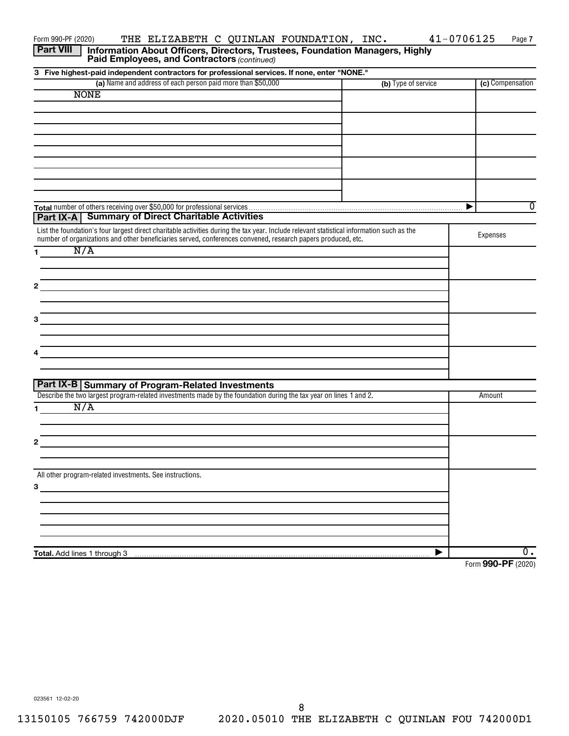Form 990-PF (2020) THE ELIZABETH C QUINLAN FOUNDATION, INC. 41-0706125 Page 7

**Part VIII** **Information About Officers, Directors, Trustees, Foundation Managers, Highly Paid Employees, and Contractors** *(continued)*

**3 Five highest-paid independent contractors for professional services. If none, enter "NONE."**

| (a) Name and address of each person paid more than $50,000 | (b) Type of service | (c) Compensation |
|---|---|---|
| NONE | | |
| | | |
| | | |
| | | |
| | | |
| **Total** number of others receiving over $50,000 for professional services ▶ | | 0 |

**Part IX-A** **Summary of Direct Charitable Activities**

| List the foundation's four largest direct charitable activities during the tax year. Include relevant statistical information such as the number of organizations and other beneficiaries served, conferences convened, research papers produced, etc. | Expenses |
|---|---|
| 1 N/A | |
| 2 | |
| 3 | |
| 4 | |

**Part IX-B** **Summary of Program-Related Investments**

| Describe the two largest program-related investments made by the foundation during the tax year on lines 1 and 2. | Amount |
|---|---|
| 1 N/A | |
| 2 | |
| All other program-related investments. See instructions. | |
| 3 | |
| **Total.** Add lines 1 through 3 ▶ | 0. |

Form **990-PF** (2020)

023561 12-02-20

8

13150105 766759 742000DJF 2020.05010 THE ELIZABETH C QUINLAN FOU 742000D1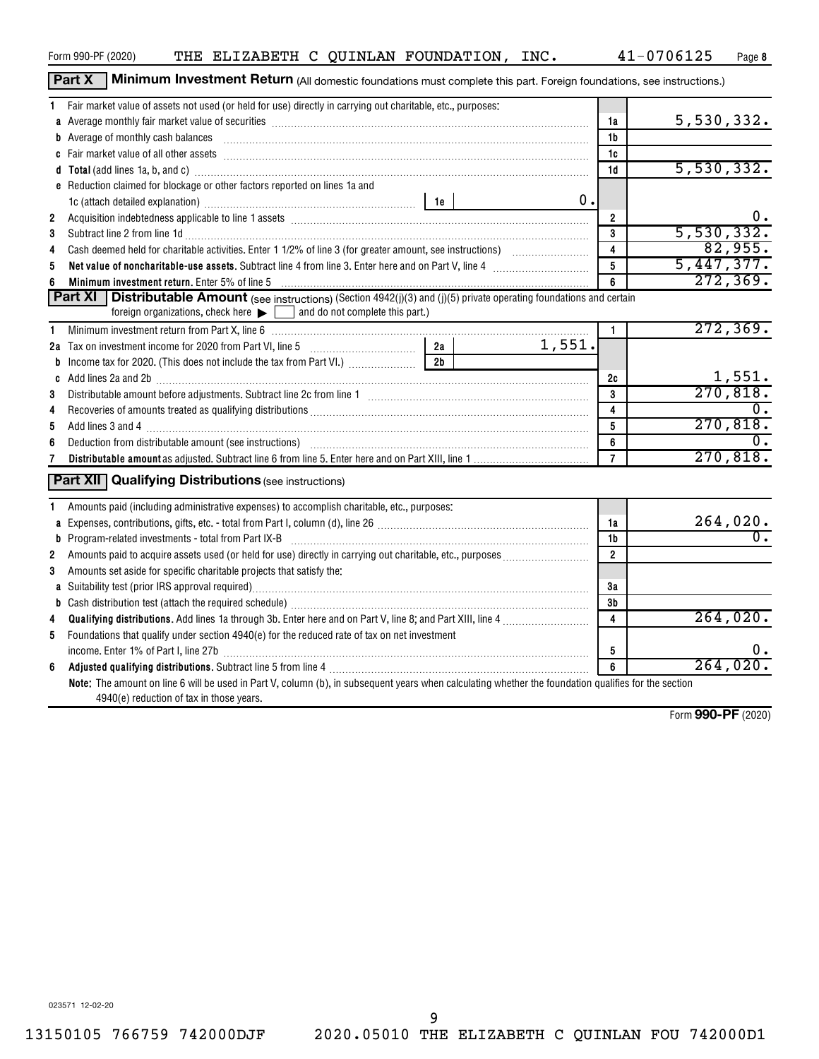Form 990-PF (2020) THE ELIZABETH C QUINLAN FOUNDATION, INC. 41-0706125

## Part X Minimum Investment Return (All domestic foundations must complete this part. Foreign foundations, see instructions.)

| | | | |
|---|---|---|---|
| 1 | Fair market value of assets not used (or held for use) directly in carrying out charitable, etc., purposes: | | |
| a | Average monthly fair market value of securities | 1a | 5,530,332. |
| b | Average of monthly cash balances | 1b | |
| c | Fair market value of all other assets | 1c | |
| d | **Total** (add lines 1a, b, and c) | 1d | 5,530,332. |
| e | Reduction claimed for blockage or other factors reported on lines 1a and 1c (attach detailed explanation) — 1e: 0. | | |
| 2 | Acquisition indebtedness applicable to line 1 assets | 2 | 0. |
| 3 | Subtract line 2 from line 1d | 3 | 5,530,332. |
| 4 | Cash deemed held for charitable activities. Enter 1 1/2% of line 3 (for greater amount, see instructions) | 4 | 82,955. |
| 5 | **Net value of noncharitable-use assets.** Subtract line 4 from line 3. Enter here and on Part V, line 4 | 5 | 5,447,377. |
| 6 | **Minimum investment return.** Enter 5% of line 5 | 6 | 272,369. |

## Part XI Distributable Amount (see instructions) (Section 4942(j)(3) and (j)(5) private operating foundations and certain foreign organizations, check here ▶ ☐ and do not complete this part.)

| | | | |
|---|---|---|---|
| 1 | Minimum investment return from Part X, line 6 | 1 | 272,369. |
| 2a | Tax on investment income for 2020 from Part VI, line 5 — 2a: 1,551. | | |
| b | Income tax for 2020. (This does not include the tax from Part VI.) — 2b: | | |
| c | Add lines 2a and 2b | 2c | 1,551. |
| 3 | Distributable amount before adjustments. Subtract line 2c from line 1 | 3 | 270,818. |
| 4 | Recoveries of amounts treated as qualifying distributions | 4 | 0. |
| 5 | Add lines 3 and 4 | 5 | 270,818. |
| 6 | Deduction from distributable amount (see instructions) | 6 | 0. |
| 7 | **Distributable amount** as adjusted. Subtract line 6 from line 5. Enter here and on Part XIII, line 1 | 7 | 270,818. |

## Part XII Qualifying Distributions (see instructions)

| | | | |
|---|---|---|---|
| 1 | Amounts paid (including administrative expenses) to accomplish charitable, etc., purposes: | | |
| a | Expenses, contributions, gifts, etc. - total from Part I, column (d), line 26 | 1a | 264,020. |
| b | Program-related investments - total from Part IX-B | 1b | 0. |
| 2 | Amounts paid to acquire assets used (or held for use) directly in carrying out charitable, etc., purposes | 2 | |
| 3 | Amounts set aside for specific charitable projects that satisfy the: | | |
| a | Suitability test (prior IRS approval required) | 3a | |
| b | Cash distribution test (attach the required schedule) | 3b | |
| 4 | **Qualifying distributions.** Add lines 1a through 3b. Enter here and on Part V, line 8; and Part XIII, line 4 | 4 | 264,020. |
| 5 | Foundations that qualify under section 4940(e) for the reduced rate of tax on net investment income. Enter 1% of Part I, line 27b | 5 | 0. |
| 6 | **Adjusted qualifying distributions.** Subtract line 5 from line 4 | 6 | 264,020. |

**Note:** The amount on line 6 will be used in Part V, column (b), in subsequent years when calculating whether the foundation qualifies for the section 4940(e) reduction of tax in those years.

Form **990-PF** (2020)

023571 12-02-20

13150105 766759 742000DJF 2020.05010 THE ELIZABETH C QUINLAN FOU 742000D1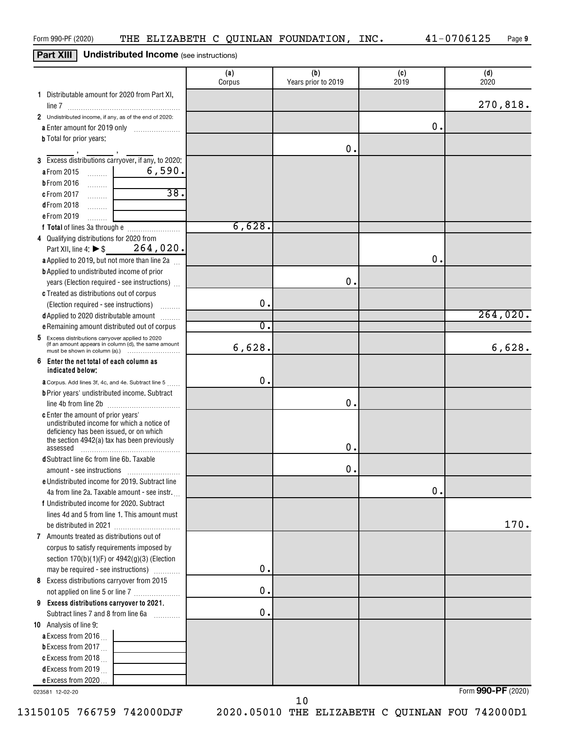Form 990-PF (2020) THE ELIZABETH C QUINLAN FOUNDATION, INC. 41-0706125 Page 9

## Part XIII Undistributed Income (see instructions)

| | (a) Corpus | (b) Years prior to 2019 | (c) 2019 | (d) 2020 |
|---|---|---|---|---|
| 1 Distributable amount for 2020 from Part XI, line 7 | | | | 270,818. |
| 2 Undistributed income, if any, as of the end of 2020: | | | | |
| a Enter amount for 2019 only | | | 0. | |
| b Total for prior years: ___ , ___ , ___ | | 0. | | |
| 3 Excess distributions carryover, if any, to 2020: | | | | |
| a From 2015 ... 6,590. | | | | |
| b From 2016 ... | | | | |
| c From 2017 ... 38. | | | | |
| d From 2018 ... | | | | |
| e From 2019 ... | | | | |
| f Total of lines 3a through e | 6,628. | | | |
| 4 Qualifying distributions for 2020 from Part XII, line 4: ▶ $ 264,020. | | | | |
| a Applied to 2019, but not more than line 2a | | | 0. | |
| b Applied to undistributed income of prior years (Election required - see instructions) | | 0. | | |
| c Treated as distributions out of corpus (Election required - see instructions) | 0. | | | |
| d Applied to 2020 distributable amount | | | | 264,020. |
| e Remaining amount distributed out of corpus | 0. | | | |
| 5 Excess distributions carryover applied to 2020 (If an amount appears in column (d), the same amount must be shown in column (a).) | 6,628. | | | 6,628. |
| 6 Enter the net total of each column as indicated below: | | | | |
| a Corpus. Add lines 3f, 4c, and 4e. Subtract line 5 | 0. | | | |
| b Prior years' undistributed income. Subtract line 4b from line 2b | | 0. | | |
| c Enter the amount of prior years' undistributed income for which a notice of deficiency has been issued, or on which the section 4942(a) tax has been previously assessed | | 0. | | |
| d Subtract line 6c from line 6b. Taxable amount - see instructions | | 0. | | |
| e Undistributed income for 2019. Subtract line 4a from line 2a. Taxable amount - see instr. | | | 0. | |
| f Undistributed income for 2020. Subtract lines 4d and 5 from line 1. This amount must be distributed in 2021 | | | | 170. |
| 7 Amounts treated as distributions out of corpus to satisfy requirements imposed by section 170(b)(1)(F) or 4942(g)(3) (Election may be required - see instructions) | 0. | | | |
| 8 Excess distributions carryover from 2015 not applied on line 5 or line 7 | 0. | | | |
| 9 Excess distributions carryover to 2021. Subtract lines 7 and 8 from line 6a | 0. | | | |
| 10 Analysis of line 9: | | | | |
| a Excess from 2016 ... | | | | |
| b Excess from 2017 ... | | | | |
| c Excess from 2018 ... | | | | |
| d Excess from 2019 ... | | | | |
| e Excess from 2020 ... | | | | |

023581 12-02-20 Form 990-PF (2020)

13150105 766759 742000DJF 2020.05010 THE ELIZABETH C QUINLAN FOU 742000D1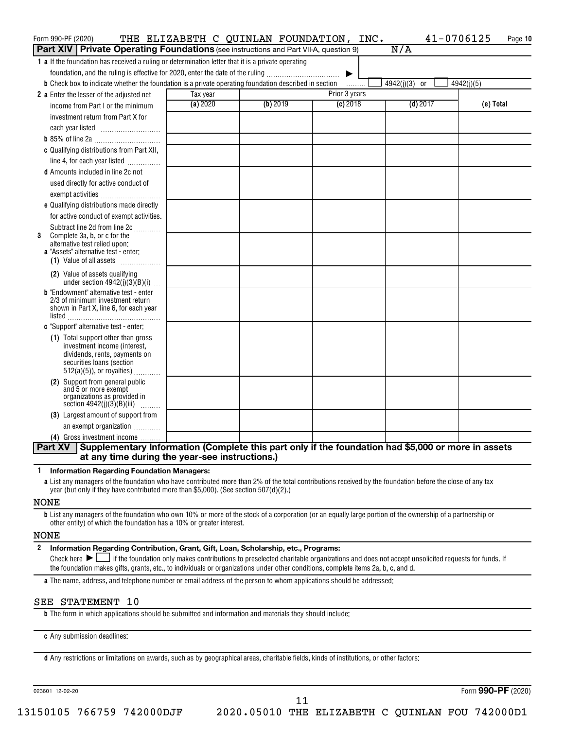Form 990-PF (2020) THE ELIZABETH C QUINLAN FOUNDATION, INC. 41-0706125

## Part XIV Private Operating Foundations (see instructions and Part VII-A, question 9) N/A

**1 a** If the foundation has received a ruling or determination letter that it is a private operating foundation, and the ruling is effective for 2020, enter the date of the ruling ▶

**b** Check box to indicate whether the foundation is a private operating foundation described in section ☐ 4942(j)(3) or ☐ 4942(j)(5)

| | Tax year | Prior 3 years | | | |
|---|---|---|---|---|---|
| | (a) 2020 | (b) 2019 | (c) 2018 | (d) 2017 | (e) Total |
| **2 a** Enter the lesser of the adjusted net income from Part I or the minimum investment return from Part X for each year listed | | | | | |
| **b** 85% of line 2a | | | | | |
| **c** Qualifying distributions from Part XII, line 4, for each year listed | | | | | |
| **d** Amounts included in line 2c not used directly for active conduct of exempt activities | | | | | |
| **e** Qualifying distributions made directly for active conduct of exempt activities. Subtract line 2d from line 2c | | | | | |
| **3** Complete 3a, b, or c for the alternative test relied upon: **a** "Assets" alternative test - enter: (1) Value of all assets | | | | | |
| (2) Value of assets qualifying under section 4942(j)(3)(B)(i) | | | | | |
| **b** "Endowment" alternative test - enter 2/3 of minimum investment return shown in Part X, line 6, for each year listed | | | | | |
| **c** "Support" alternative test - enter: (1) Total support other than gross investment income (interest, dividends, rents, payments on securities loans (section 512(a)(5)), or royalties) | | | | | |
| (2) Support from general public and 5 or more exempt organizations as provided in section 4942(j)(3)(B)(iii) | | | | | |
| (3) Largest amount of support from an exempt organization | | | | | |
| (4) Gross investment income | | | | | |

## Part XV Supplementary Information (Complete this part only if the foundation had $5,000 or more in assets at any time during the year-see instructions.)

**1 Information Regarding Foundation Managers:**

**a** List any managers of the foundation who have contributed more than 2% of the total contributions received by the foundation before the close of any tax year (but only if they have contributed more than $5,000). (See section 507(d)(2).)

NONE

**b** List any managers of the foundation who own 10% or more of the stock of a corporation (or an equally large portion of the ownership of a partnership or other entity) of which the foundation has a 10% or greater interest.

NONE

**2 Information Regarding Contribution, Grant, Gift, Loan, Scholarship, etc., Programs:**

Check here ▶ ☐ if the foundation only makes contributions to preselected charitable organizations and does not accept unsolicited requests for funds. If the foundation makes gifts, grants, etc., to individuals or organizations under other conditions, complete items 2a, b, c, and d.

**a** The name, address, and telephone number or email address of the person to whom applications should be addressed:

SEE STATEMENT 10

**b** The form in which applications should be submitted and information and materials they should include:

**c** Any submission deadlines:

**d** Any restrictions or limitations on awards, such as by geographical areas, charitable fields, kinds of institutions, or other factors:

023601 12-02-20 Form 990-PF (2020)

13150105 766759 742000DJF 2020.05010 THE ELIZABETH C QUINLAN FOU 742000D1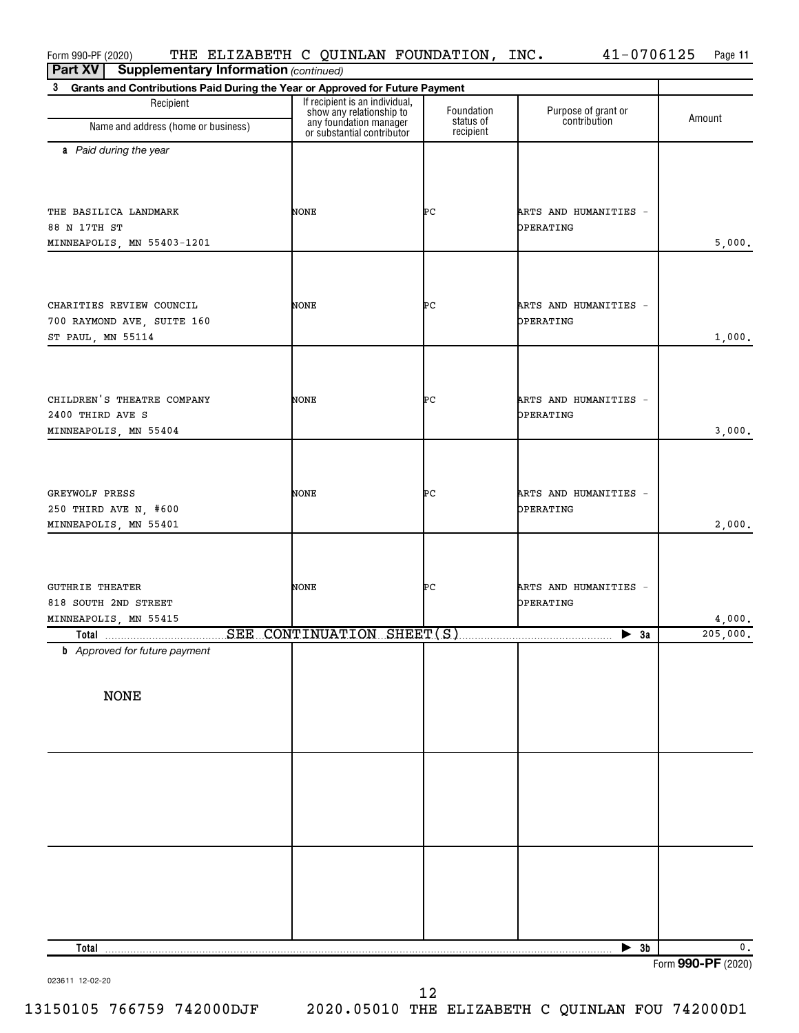Form 990-PF (2020) THE ELIZABETH C QUINLAN FOUNDATION, INC. 41-0706125

**Part XV Supplementary Information** *(continued)*

**3 Grants and Contributions Paid During the Year or Approved for Future Payment**

| Recipient Name and address (home or business) | If recipient is an individual, show any relationship to any foundation manager or substantial contributor | Foundation status of recipient | Purpose of grant or contribution | Amount |
|---|---|---|---|---|
| ***a** Paid during the year* | | | | |
| THE BASILICA LANDMARK<br>88 N 17TH ST<br>MINNEAPOLIS, MN 55403-1201 | NONE | PC | ARTS AND HUMANITIES - OPERATING | 5,000. |
| CHARITIES REVIEW COUNCIL<br>700 RAYMOND AVE, SUITE 160<br>ST PAUL, MN 55114 | NONE | PC | ARTS AND HUMANITIES - OPERATING | 1,000. |
| CHILDREN'S THEATRE COMPANY<br>2400 THIRD AVE S<br>MINNEAPOLIS, MN 55404 | NONE | PC | ARTS AND HUMANITIES - OPERATING | 3,000. |
| GREYWOLF PRESS<br>250 THIRD AVE N, #600<br>MINNEAPOLIS, MN 55401 | NONE | PC | ARTS AND HUMANITIES - OPERATING | 2,000. |
| GUTHRIE THEATER<br>818 SOUTH 2ND STREET<br>MINNEAPOLIS, MN 55415 | NONE | PC | ARTS AND HUMANITIES - OPERATING | 4,000. |
| **Total** SEE CONTINUATION SHEET(S) | | | ▶ **3a** | 205,000. |
| ***b** Approved for future payment* | | | | |
| NONE | | | | |
| **Total** | | | ▶ **3b** | 0. |

023611 12-02-20

Form **990-PF** (2020)

13150105 766759 742000DJF 2020.05010 THE ELIZABETH C QUINLAN FOU 742000D1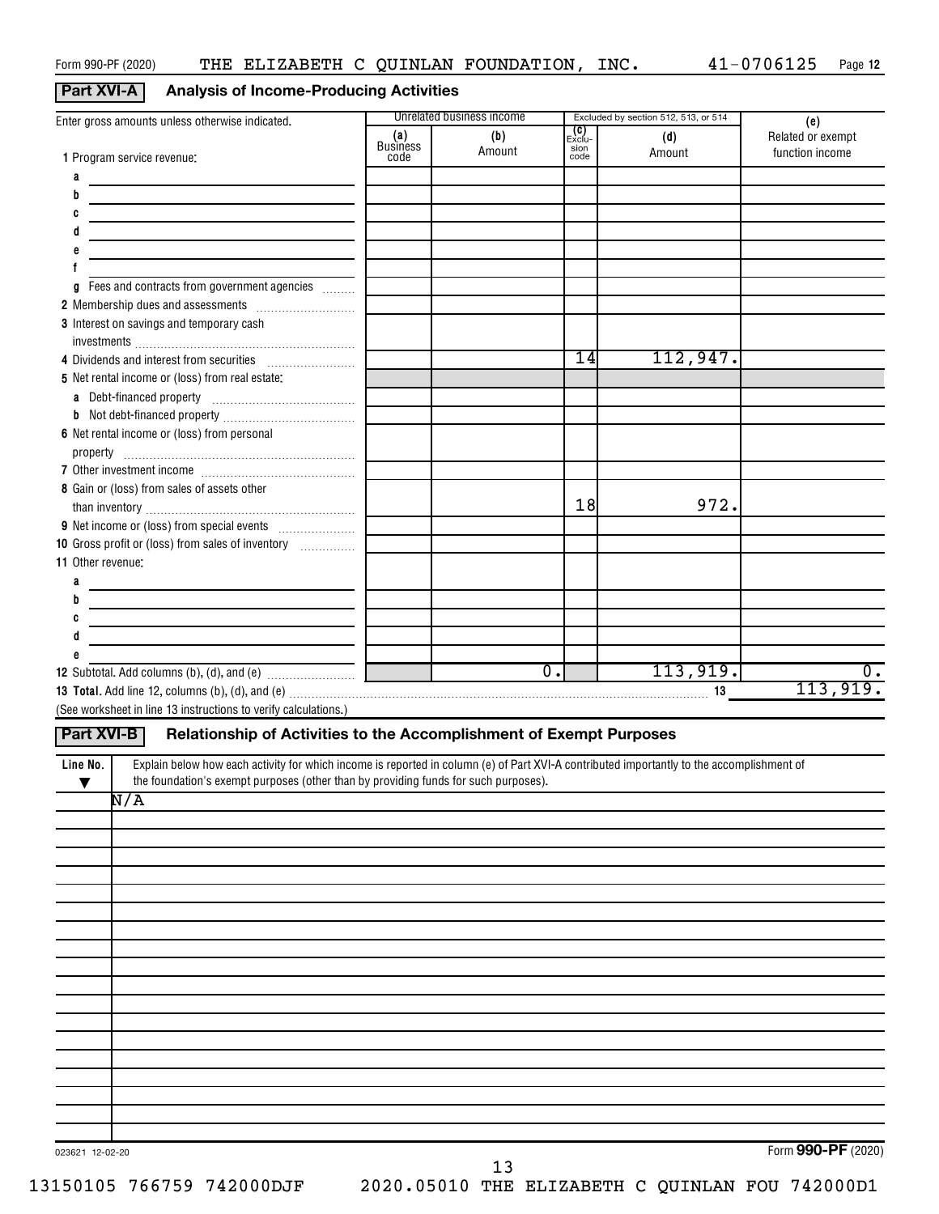Form 990-PF (2020) THE ELIZABETH C QUINLAN FOUNDATION, INC. 41-0706125 Page 12

## Part XVI-A Analysis of Income-Producing Activities

| Enter gross amounts unless otherwise indicated. | Unrelated business income | | Excluded by section 512, 513, or 514 | | (e) |
|---|---|---|---|---|---|
| | (a) Business code | (b) Amount | (c) Exclusion code | (d) Amount | Related or exempt function income |
| 1 Program service revenue: | | | | | |
| a | | | | | |
| b | | | | | |
| c | | | | | |
| d | | | | | |
| e | | | | | |
| f | | | | | |
| g Fees and contracts from government agencies | | | | | |
| 2 Membership dues and assessments | | | | | |
| 3 Interest on savings and temporary cash investments | | | | | |
| 4 Dividends and interest from securities | | | 14 | 112,947. | |
| 5 Net rental income or (loss) from real estate: | | | | | |
| a Debt-financed property | | | | | |
| b Not debt-financed property | | | | | |
| 6 Net rental income or (loss) from personal property | | | | | |
| 7 Other investment income | | | | | |
| 8 Gain or (loss) from sales of assets other than inventory | | | 18 | 972. | |
| 9 Net income or (loss) from special events | | | | | |
| 10 Gross profit or (loss) from sales of inventory | | | | | |
| 11 Other revenue: | | | | | |
| a | | | | | |
| b | | | | | |
| c | | | | | |
| d | | | | | |
| e | | | | | |
| 12 Subtotal. Add columns (b), (d), and (e) | | 0. | | 113,919. | 0. |

**13 Total.** Add line 12, columns (b), (d), and (e) .......... 13 113,919.

(See worksheet in line 13 instructions to verify calculations.)

## Part XVI-B Relationship of Activities to the Accomplishment of Exempt Purposes

| Line No. ▼ | Explain below how each activity for which income is reported in column (e) of Part XVI-A contributed importantly to the accomplishment of the foundation's exempt purposes (other than by providing funds for such purposes). |
|---|---|
| | N/A |

023621 12-02-20 Form **990-PF** (2020)

13150105 766759 742000DJF 2020.05010 THE ELIZABETH C QUINLAN FOU 742000D1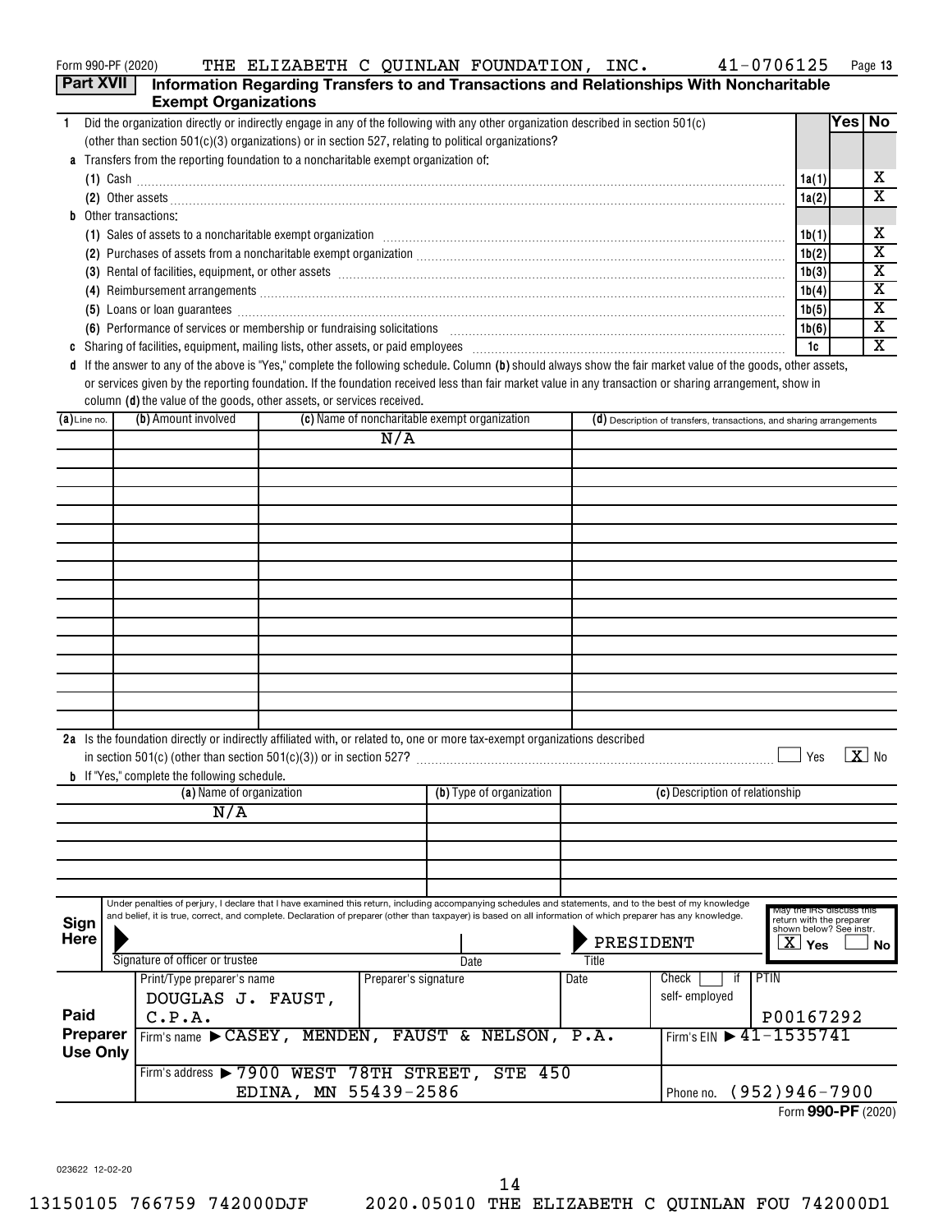Form 990-PF (2020) THE ELIZABETH C QUINLAN FOUNDATION, INC. 41-0706125

## Part XVII Information Regarding Transfers to and Transactions and Relationships With Noncharitable Exempt Organizations

| | | | Yes | No |
|---|---|---|---|---|
| **1** | Did the organization directly or indirectly engage in any of the following with any other organization described in section 501(c) (other than section 501(c)(3) organizations) or in section 527, relating to political organizations? | | | |
| **a** | Transfers from the reporting foundation to a noncharitable exempt organization of: | | | |
| | (1) Cash | 1a(1) | | X |
| | (2) Other assets | 1a(2) | | X |
| **b** | Other transactions: | | | |
| | (1) Sales of assets to a noncharitable exempt organization | 1b(1) | | X |
| | (2) Purchases of assets from a noncharitable exempt organization | 1b(2) | | X |
| | (3) Rental of facilities, equipment, or other assets | 1b(3) | | X |
| | (4) Reimbursement arrangements | 1b(4) | | X |
| | (5) Loans or loan guarantees | 1b(5) | | X |
| | (6) Performance of services or membership or fundraising solicitations | 1b(6) | | X |
| **c** | Sharing of facilities, equipment, mailing lists, other assets, or paid employees | 1c | | X |

**d** If the answer to any of the above is "Yes," complete the following schedule. Column **(b)** should always show the fair market value of the goods, other assets, or services given by the reporting foundation. If the foundation received less than fair market value in any transaction or sharing arrangement, show in column **(d)** the value of the goods, other assets, or services received.

| (a) Line no. | (b) Amount involved | (c) Name of noncharitable exempt organization | (d) Description of transfers, transactions, and sharing arrangements |
|---|---|---|---|
| | | N/A | |

**2a** Is the foundation directly or indirectly affiliated with, or related to, one or more tax-exempt organizations described in section 501(c) (other than section 501(c)(3)) or in section 527? ☐ Yes ☒ No

**b** If "Yes," complete the following schedule.

| (a) Name of organization | (b) Type of organization | (c) Description of relationship |
|---|---|---|
| N/A | | |

**Sign Here**

Under penalties of perjury, I declare that I have examined this return, including accompanying schedules and statements, and to the best of my knowledge and belief, it is true, correct, and complete. Declaration of preparer (other than taxpayer) is based on all information of which preparer has any knowledge.

Signature of officer or trustee | Date | Title: PRESIDENT

May the IRS discuss this return with the preparer shown below? See instr. ☒ Yes ☐ No

**Paid Preparer Use Only**

| Print/Type preparer's name | Preparer's signature | Date | Check ☐ if self-employed | PTIN |
|---|---|---|---|---|
| DOUGLAS J. FAUST, C.P.A. | | | | P00167292 |

Firm's name ▶ CASEY, MENDEN, FAUST & NELSON, P.A. | Firm's EIN ▶ 41-1535741

Firm's address ▶ 7900 WEST 78TH STREET, STE 450, EDINA, MN 55439-2586 | Phone no. (952)946-7900

Form **990-PF** (2020)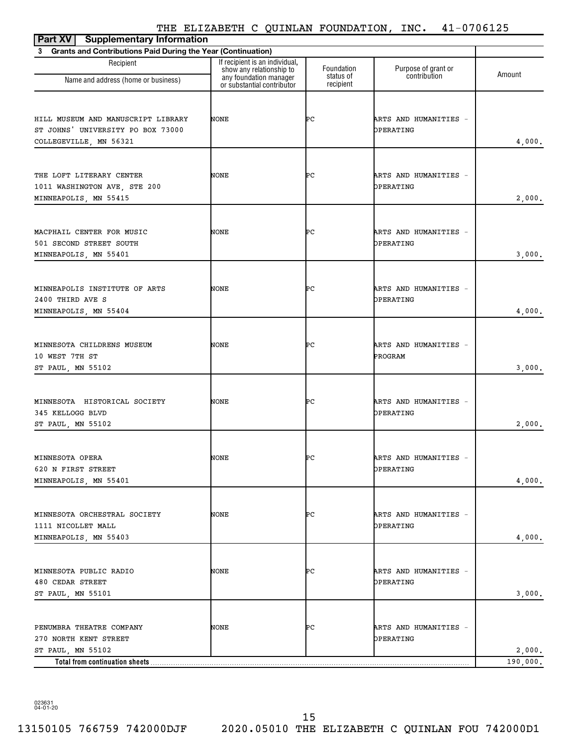THE ELIZABETH C QUINLAN FOUNDATION, INC. 41-0706125

**Part XV Supplementary Information**

**3 Grants and Contributions Paid During the Year (Continuation)**

| Recipient Name and address (home or business) | If recipient is an individual, show any relationship to any foundation manager or substantial contributor | Foundation status of recipient | Purpose of grant or contribution | Amount |
|---|---|---|---|---|
| HILL MUSEUM AND MANUSCRIPT LIBRARY<br>ST JOHNS' UNIVERSITY PO BOX 73000<br>COLLEGEVILLE, MN 56321 | NONE | PC | ARTS AND HUMANITIES - OPERATING | 4,000. |
| THE LOFT LITERARY CENTER<br>1011 WASHINGTON AVE, STE 200<br>MINNEAPOLIS, MN 55415 | NONE | PC | ARTS AND HUMANITIES - OPERATING | 2,000. |
| MACPHAIL CENTER FOR MUSIC<br>501 SECOND STREET SOUTH<br>MINNEAPOLIS, MN 55401 | NONE | PC | ARTS AND HUMANITIES - OPERATING | 3,000. |
| MINNEAPOLIS INSTITUTE OF ARTS<br>2400 THIRD AVE S<br>MINNEAPOLIS, MN 55404 | NONE | PC | ARTS AND HUMANITIES - OPERATING | 4,000. |
| MINNESOTA CHILDRENS MUSEUM<br>10 WEST 7TH ST<br>ST PAUL, MN 55102 | NONE | PC | ARTS AND HUMANITIES - PROGRAM | 3,000. |
| MINNESOTA HISTORICAL SOCIETY<br>345 KELLOGG BLVD<br>ST PAUL, MN 55102 | NONE | PC | ARTS AND HUMANITIES - OPERATING | 2,000. |
| MINNESOTA OPERA<br>620 N FIRST STREET<br>MINNEAPOLIS, MN 55401 | NONE | PC | ARTS AND HUMANITIES - OPERATING | 4,000. |
| MINNESOTA ORCHESTRAL SOCIETY<br>1111 NICOLLET MALL<br>MINNEAPOLIS, MN 55403 | NONE | PC | ARTS AND HUMANITIES - OPERATING | 4,000. |
| MINNESOTA PUBLIC RADIO<br>480 CEDAR STREET<br>ST PAUL, MN 55101 | NONE | PC | ARTS AND HUMANITIES - OPERATING | 3,000. |
| PENUMBRA THEATRE COMPANY<br>270 NORTH KENT STREET<br>ST PAUL, MN 55102 | NONE | PC | ARTS AND HUMANITIES - OPERATING | 2,000. |
| **Total from continuation sheets** | | | | 190,000. |

023631 04-01-20

13150105 766759 742000DJF 2020.05010 THE ELIZABETH C QUINLAN FOU 742000D1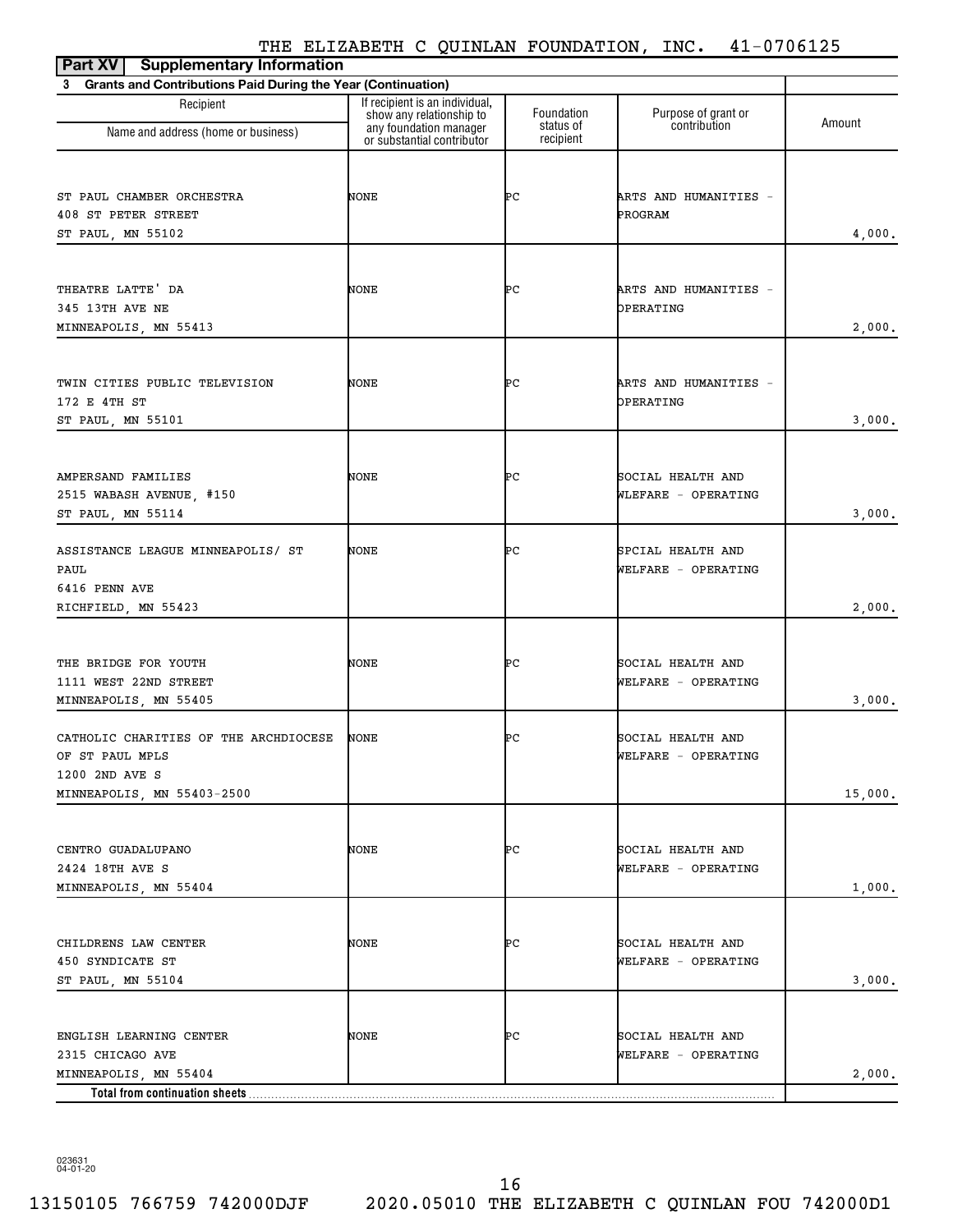THE ELIZABETH C QUINLAN FOUNDATION, INC. 41-0706125

**Part XV Supplementary Information**

**3 Grants and Contributions Paid During the Year (Continuation)**

| Recipient<br>Name and address (home or business) | If recipient is an individual, show any relationship to any foundation manager or substantial contributor | Foundation status of recipient | Purpose of grant or contribution | Amount |
|---|---|---|---|---|
| ST PAUL CHAMBER ORCHESTRA<br>408 ST PETER STREET<br>ST PAUL, MN 55102 | NONE | PC | ARTS AND HUMANITIES - PROGRAM | 4,000. |
| THEATRE LATTE' DA<br>345 13TH AVE NE<br>MINNEAPOLIS, MN 55413 | NONE | PC | ARTS AND HUMANITIES - OPERATING | 2,000. |
| TWIN CITIES PUBLIC TELEVISION<br>172 E 4TH ST<br>ST PAUL, MN 55101 | NONE | PC | ARTS AND HUMANITIES - OPERATING | 3,000. |
| AMPERSAND FAMILIES<br>2515 WABASH AVENUE, #150<br>ST PAUL, MN 55114 | NONE | PC | SOCIAL HEALTH AND WLEFARE - OPERATING | 3,000. |
| ASSISTANCE LEAGUE MINNEAPOLIS/ ST PAUL<br>6416 PENN AVE<br>RICHFIELD, MN 55423 | NONE | PC | SPCIAL HEALTH AND WELFARE - OPERATING | 2,000. |
| THE BRIDGE FOR YOUTH<br>1111 WEST 22ND STREET<br>MINNEAPOLIS, MN 55405 | NONE | PC | SOCIAL HEALTH AND WELFARE - OPERATING | 3,000. |
| CATHOLIC CHARITIES OF THE ARCHDIOCESE OF ST PAUL MPLS<br>1200 2ND AVE S<br>MINNEAPOLIS, MN 55403-2500 | NONE | PC | SOCIAL HEALTH AND WELFARE - OPERATING | 15,000. |
| CENTRO GUADALUPANO<br>2424 18TH AVE S<br>MINNEAPOLIS, MN 55404 | NONE | PC | SOCIAL HEALTH AND WELFARE - OPERATING | 1,000. |
| CHILDRENS LAW CENTER<br>450 SYNDICATE ST<br>ST PAUL, MN 55104 | NONE | PC | SOCIAL HEALTH AND WELFARE - OPERATING | 3,000. |
| ENGLISH LEARNING CENTER<br>2315 CHICAGO AVE<br>MINNEAPOLIS, MN 55404 | NONE | PC | SOCIAL HEALTH AND WELFARE - OPERATING | 2,000. |
| **Total from continuation sheets** | | | | |

023631 04-01-20

13150105 766759 742000DJF 2020.05010 THE ELIZABETH C QUINLAN FOU 742000D1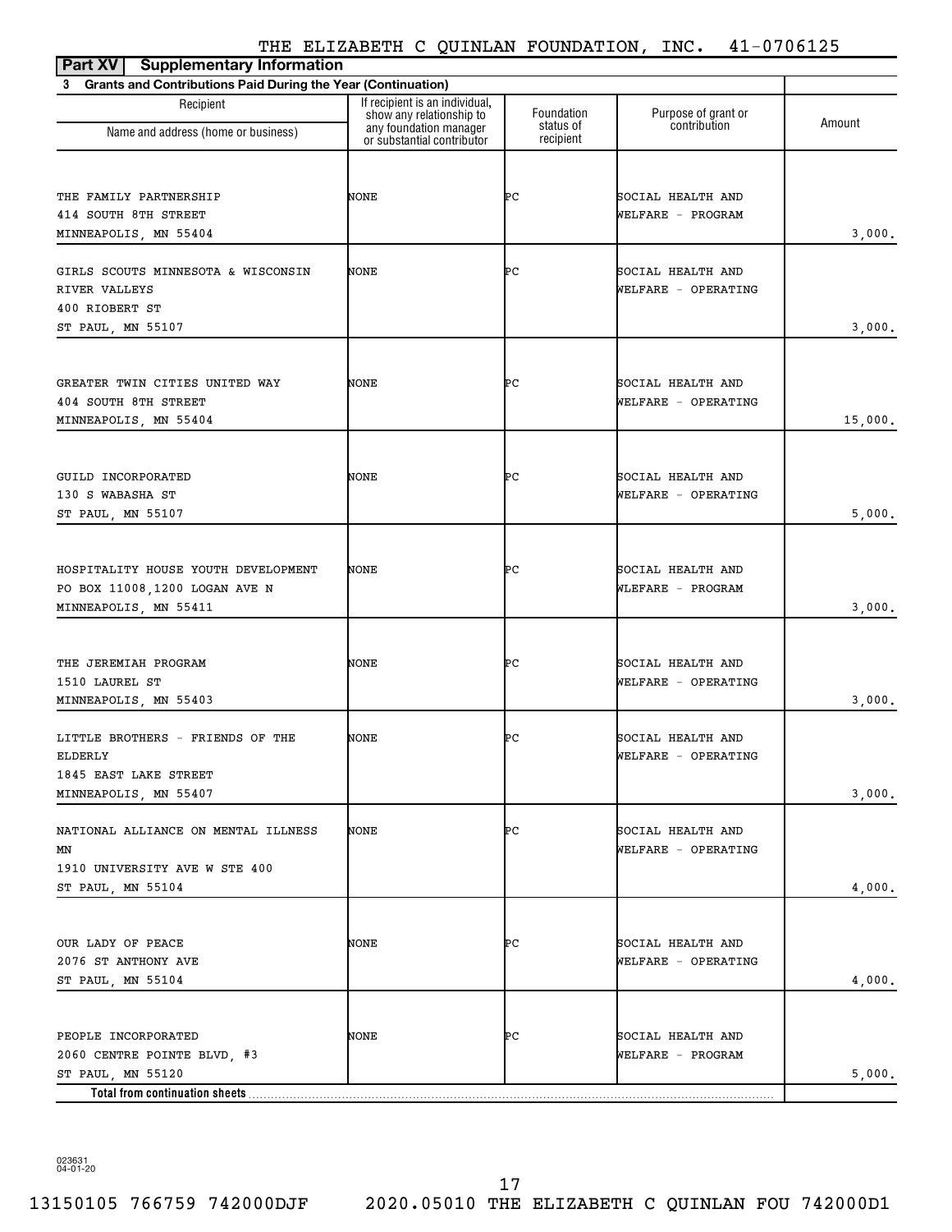THE ELIZABETH C QUINLAN FOUNDATION, INC. 41-0706125

**Part XV Supplementary Information**

**3 Grants and Contributions Paid During the Year (Continuation)**

| Recipient Name and address (home or business) | If recipient is an individual, show any relationship to any foundation manager or substantial contributor | Foundation status of recipient | Purpose of grant or contribution | Amount |
|---|---|---|---|---|
| THE FAMILY PARTNERSHIP<br>414 SOUTH 8TH STREET<br>MINNEAPOLIS, MN 55404 | NONE | PC | SOCIAL HEALTH AND WELFARE - PROGRAM | 3,000. |
| GIRLS SCOUTS MINNESOTA & WISCONSIN RIVER VALLEYS<br>400 RIOBERT ST<br>ST PAUL, MN 55107 | NONE | PC | SOCIAL HEALTH AND WELFARE - OPERATING | 3,000. |
| GREATER TWIN CITIES UNITED WAY<br>404 SOUTH 8TH STREET<br>MINNEAPOLIS, MN 55404 | NONE | PC | SOCIAL HEALTH AND WELFARE - OPERATING | 15,000. |
| GUILD INCORPORATED<br>130 S WABASHA ST<br>ST PAUL, MN 55107 | NONE | PC | SOCIAL HEALTH AND WELFARE - OPERATING | 5,000. |
| HOSPITALITY HOUSE YOUTH DEVELOPMENT<br>PO BOX 11008,1200 LOGAN AVE N<br>MINNEAPOLIS, MN 55411 | NONE | PC | SOCIAL HEALTH AND WLEFARE - PROGRAM | 3,000. |
| THE JEREMIAH PROGRAM<br>1510 LAUREL ST<br>MINNEAPOLIS, MN 55403 | NONE | PC | SOCIAL HEALTH AND WELFARE - OPERATING | 3,000. |
| LITTLE BROTHERS - FRIENDS OF THE ELDERLY<br>1845 EAST LAKE STREET<br>MINNEAPOLIS, MN 55407 | NONE | PC | SOCIAL HEALTH AND WELFARE - OPERATING | 3,000. |
| NATIONAL ALLIANCE ON MENTAL ILLNESS MN<br>1910 UNIVERSITY AVE W STE 400<br>ST PAUL, MN 55104 | NONE | PC | SOCIAL HEALTH AND WELFARE - OPERATING | 4,000. |
| OUR LADY OF PEACE<br>2076 ST ANTHONY AVE<br>ST PAUL, MN 55104 | NONE | PC | SOCIAL HEALTH AND WELFARE - OPERATING | 4,000. |
| PEOPLE INCORPORATED<br>2060 CENTRE POINTE BLVD, #3<br>ST PAUL, MN 55120 | NONE | PC | SOCIAL HEALTH AND WELFARE - PROGRAM | 5,000. |
| **Total from continuation sheets** | | | | |

023631 04-01-20

13150105 766759 742000DJF 2020.05010 THE ELIZABETH C QUINLAN FOU 742000D1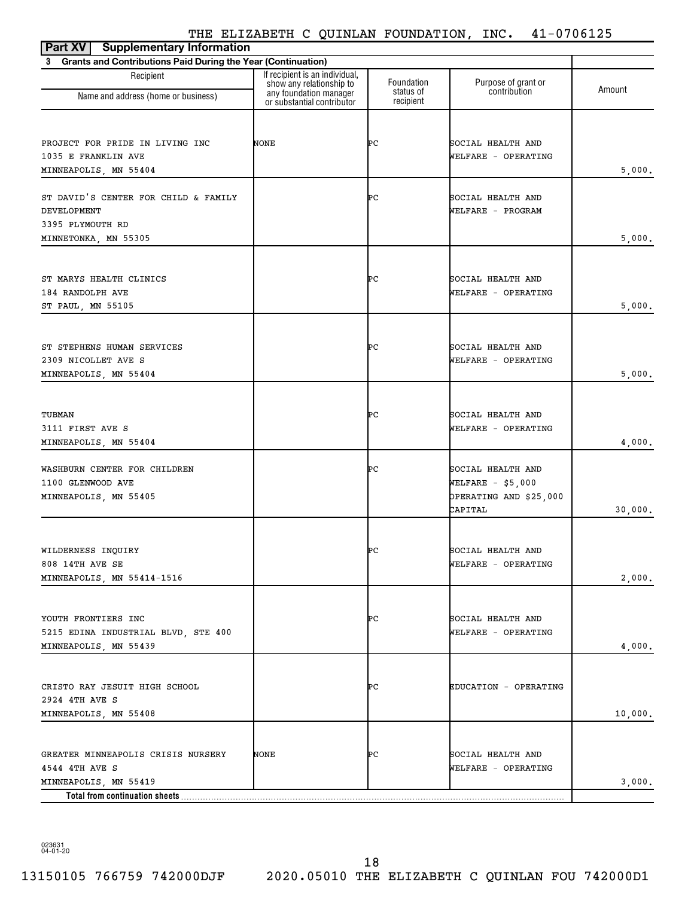THE ELIZABETH C QUINLAN FOUNDATION, INC. 41-0706125

**Part XV Supplementary Information**

**3 Grants and Contributions Paid During the Year (Continuation)**

| Recipient<br>Name and address (home or business) | If recipient is an individual, show any relationship to any foundation manager or substantial contributor | Foundation status of recipient | Purpose of grant or contribution | Amount |
|---|---|---|---|---|
| PROJECT FOR PRIDE IN LIVING INC<br>1035 E FRANKLIN AVE<br>MINNEAPOLIS, MN 55404 | NONE | PC | SOCIAL HEALTH AND WELFARE - OPERATING | 5,000. |
| ST DAVID'S CENTER FOR CHILD & FAMILY DEVELOPMENT<br>3395 PLYMOUTH RD<br>MINNETONKA, MN 55305 | | PC | SOCIAL HEALTH AND WELFARE - PROGRAM | 5,000. |
| ST MARYS HEALTH CLINICS<br>184 RANDOLPH AVE<br>ST PAUL, MN 55105 | | PC | SOCIAL HEALTH AND WELFARE - OPERATING | 5,000. |
| ST STEPHENS HUMAN SERVICES<br>2309 NICOLLET AVE S<br>MINNEAPOLIS, MN 55404 | | PC | SOCIAL HEALTH AND WELFARE - OPERATING | 5,000. |
| TUBMAN<br>3111 FIRST AVE S<br>MINNEAPOLIS, MN 55404 | | PC | SOCIAL HEALTH AND WELFARE - OPERATING | 4,000. |
| WASHBURN CENTER FOR CHILDREN<br>1100 GLENWOOD AVE<br>MINNEAPOLIS, MN 55405 | | PC | SOCIAL HEALTH AND WELFARE - $5,000 OPERATING AND $25,000 CAPITAL | 30,000. |
| WILDERNESS INQUIRY<br>808 14TH AVE SE<br>MINNEAPOLIS, MN 55414-1516 | | PC | SOCIAL HEALTH AND WELFARE - OPERATING | 2,000. |
| YOUTH FRONTIERS INC<br>5215 EDINA INDUSTRIAL BLVD, STE 400<br>MINNEAPOLIS, MN 55439 | | PC | SOCIAL HEALTH AND WELFARE - OPERATING | 4,000. |
| CRISTO RAY JESUIT HIGH SCHOOL<br>2924 4TH AVE S<br>MINNEAPOLIS, MN 55408 | | PC | EDUCATION - OPERATING | 10,000. |
| GREATER MINNEAPOLIS CRISIS NURSERY<br>4544 4TH AVE S<br>MINNEAPOLIS, MN 55419 | NONE | PC | SOCIAL HEALTH AND WELFARE - OPERATING | 3,000. |
| **Total from continuation sheets** | | | | |

023631 04-01-20

13150105 766759 742000DJF 2020.05010 THE ELIZABETH C QUINLAN FOU 742000D1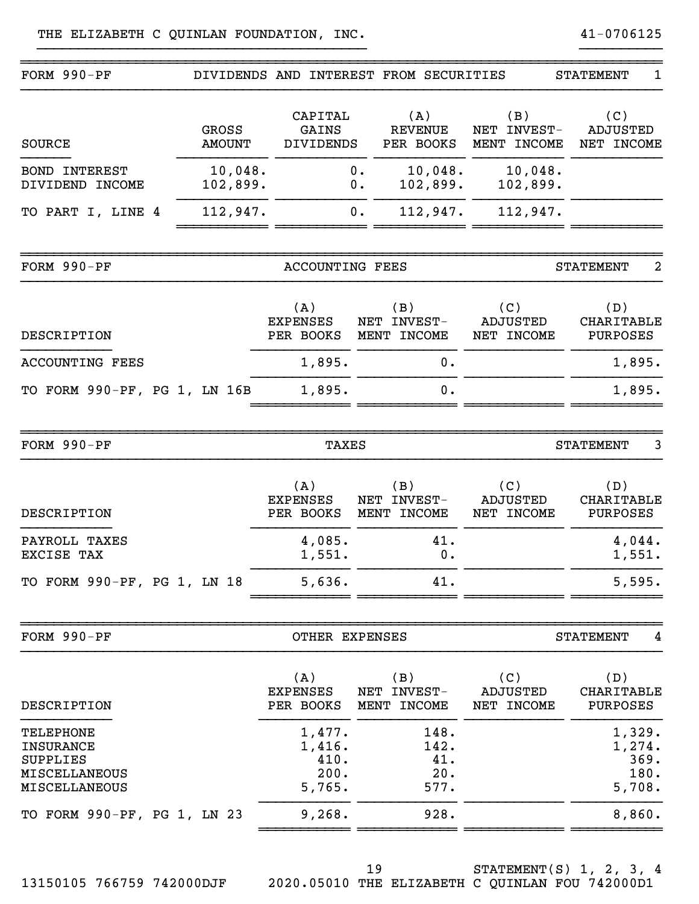THE ELIZABETH C QUINLAN FOUNDATION, INC. 41-0706125

## FORM 990-PF — DIVIDENDS AND INTEREST FROM SECURITIES — STATEMENT 1

| SOURCE | GROSS AMOUNT | CAPITAL GAINS DIVIDENDS | (A) REVENUE PER BOOKS | (B) NET INVEST- MENT INCOME | (C) ADJUSTED NET INCOME |
|---|---|---|---|---|---|
| BOND INTEREST | 10,048. | 0. | 10,048. | 10,048. | |
| DIVIDEND INCOME | 102,899. | 0. | 102,899. | 102,899. | |
| TO PART I, LINE 4 | 112,947. | 0. | 112,947. | 112,947. | |

## FORM 990-PF — ACCOUNTING FEES — STATEMENT 2

| DESCRIPTION | (A) EXPENSES PER BOOKS | (B) NET INVEST- MENT INCOME | (C) ADJUSTED NET INCOME | (D) CHARITABLE PURPOSES |
|---|---|---|---|---|
| ACCOUNTING FEES | 1,895. | 0. | | 1,895. |
| TO FORM 990-PF, PG 1, LN 16B | 1,895. | 0. | | 1,895. |

## FORM 990-PF — TAXES — STATEMENT 3

| DESCRIPTION | (A) EXPENSES PER BOOKS | (B) NET INVEST- MENT INCOME | (C) ADJUSTED NET INCOME | (D) CHARITABLE PURPOSES |
|---|---|---|---|---|
| PAYROLL TAXES | 4,085. | 41. | | 4,044. |
| EXCISE TAX | 1,551. | 0. | | 1,551. |
| TO FORM 990-PF, PG 1, LN 18 | 5,636. | 41. | | 5,595. |

## FORM 990-PF — OTHER EXPENSES — STATEMENT 4

| DESCRIPTION | (A) EXPENSES PER BOOKS | (B) NET INVEST- MENT INCOME | (C) ADJUSTED NET INCOME | (D) CHARITABLE PURPOSES |
|---|---|---|---|---|
| TELEPHONE | 1,477. | 148. | | 1,329. |
| INSURANCE | 1,416. | 142. | | 1,274. |
| SUPPLIES | 410. | 41. | | 369. |
| MISCELLANEOUS | 200. | 20. | | 180. |
| MISCELLANEOUS | 5,765. | 577. | | 5,708. |
| TO FORM 990-PF, PG 1, LN 23 | 9,268. | 928. | | 8,860. |

STATEMENT(S) 1, 2, 3, 4

13150105 766759 742000DJF 2020.05010 THE ELIZABETH C QUINLAN FOU 742000D1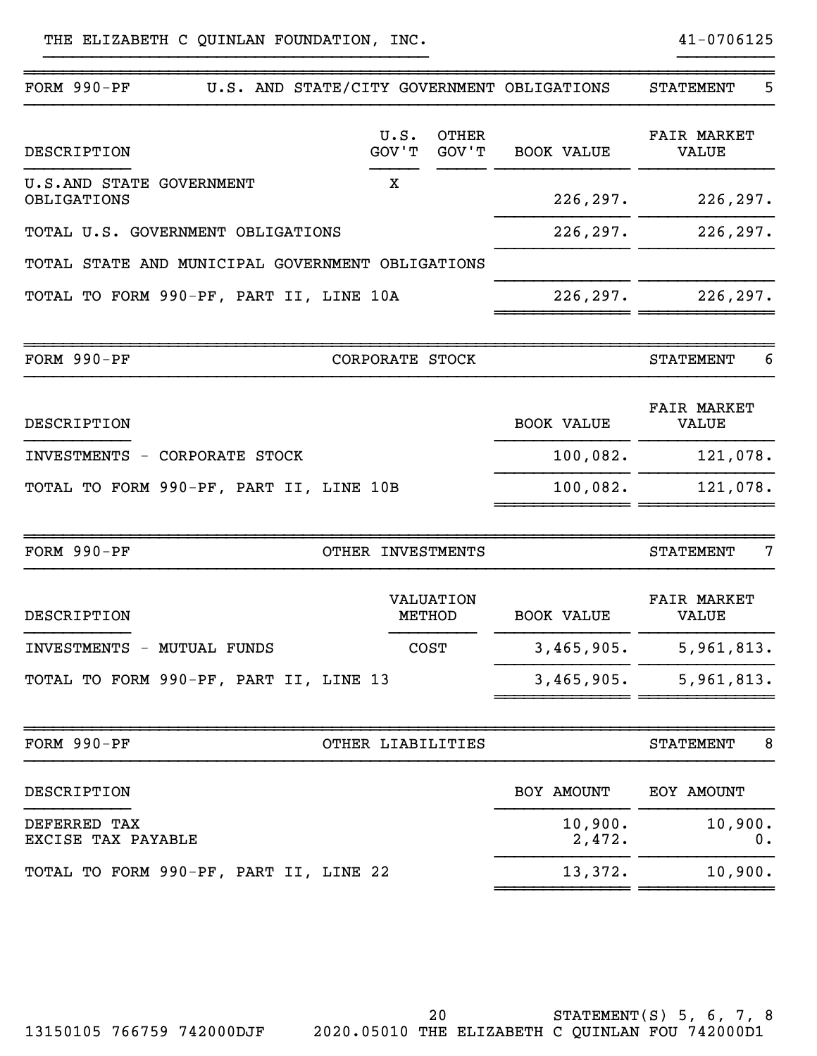THE ELIZABETH C QUINLAN FOUNDATION, INC. 41-0706125

## FORM 990-PF — U.S. AND STATE/CITY GOVERNMENT OBLIGATIONS — STATEMENT 5

| DESCRIPTION | U.S. GOV'T | OTHER GOV'T | BOOK VALUE | FAIR MARKET VALUE |
|---|---|---|---|---|
| U.S.AND STATE GOVERNMENT OBLIGATIONS | X | | 226,297. | 226,297. |
| TOTAL U.S. GOVERNMENT OBLIGATIONS | | | 226,297. | 226,297. |
| TOTAL STATE AND MUNICIPAL GOVERNMENT OBLIGATIONS | | | | |
| TOTAL TO FORM 990-PF, PART II, LINE 10A | | | 226,297. | 226,297. |

## FORM 990-PF — CORPORATE STOCK — STATEMENT 6

| DESCRIPTION | BOOK VALUE | FAIR MARKET VALUE |
|---|---|---|
| INVESTMENTS - CORPORATE STOCK | 100,082. | 121,078. |
| TOTAL TO FORM 990-PF, PART II, LINE 10B | 100,082. | 121,078. |

## FORM 990-PF — OTHER INVESTMENTS — STATEMENT 7

| DESCRIPTION | VALUATION METHOD | BOOK VALUE | FAIR MARKET VALUE |
|---|---|---|---|
| INVESTMENTS - MUTUAL FUNDS | COST | 3,465,905. | 5,961,813. |
| TOTAL TO FORM 990-PF, PART II, LINE 13 | | 3,465,905. | 5,961,813. |

## FORM 990-PF — OTHER LIABILITIES — STATEMENT 8

| DESCRIPTION | BOY AMOUNT | EOY AMOUNT |
|---|---|---|
| DEFERRED TAX | 10,900. | 10,900. |
| EXCISE TAX PAYABLE | 2,472. | 0. |
| TOTAL TO FORM 990-PF, PART II, LINE 22 | 13,372. | 10,900. |

STATEMENT(S) 5, 6, 7, 8

13150105 766759 742000DJF 2020.05010 THE ELIZABETH C QUINLAN FOU 742000D1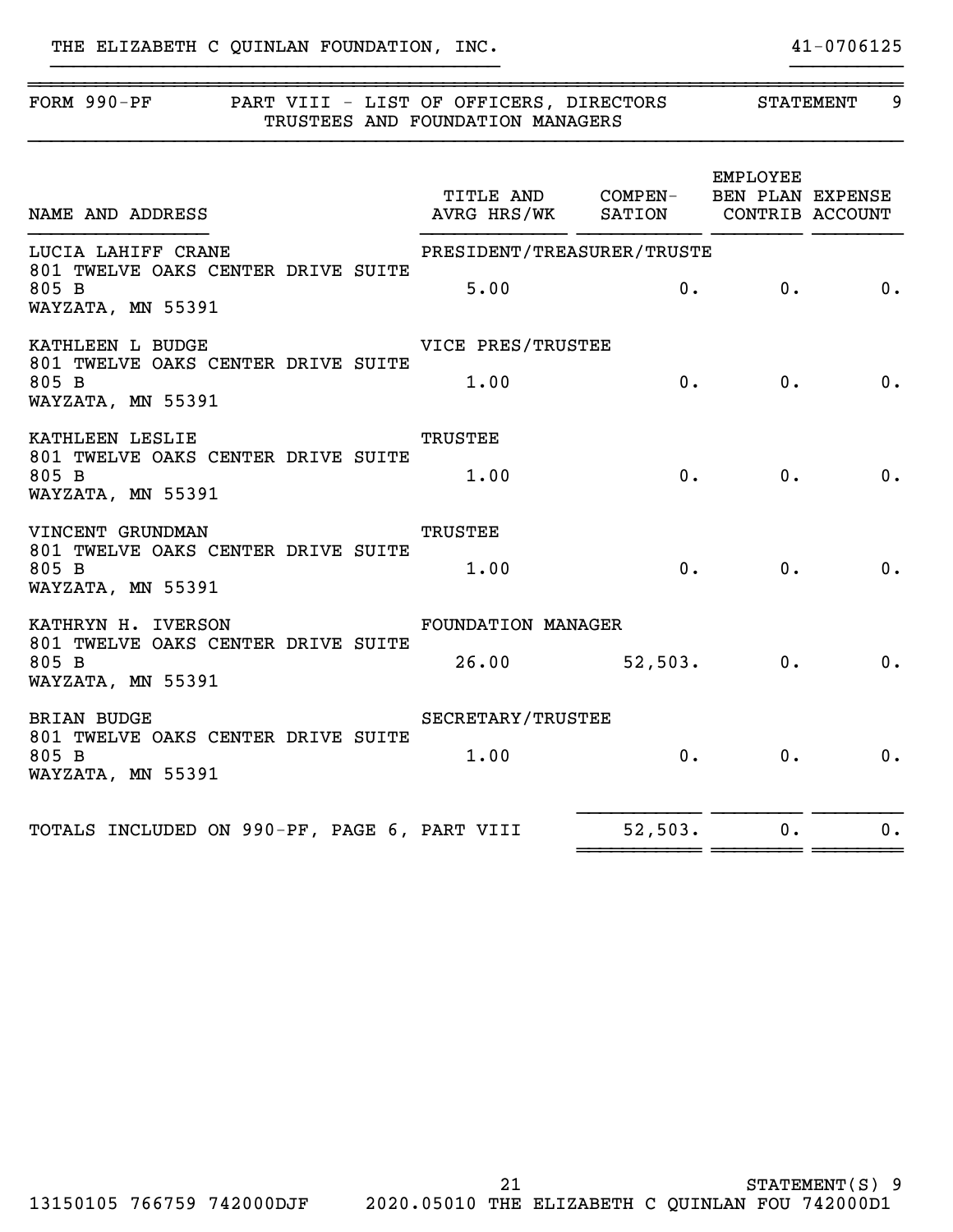THE ELIZABETH C QUINLAN FOUNDATION, INC. 41-0706125

## FORM 990-PF PART VIII - LIST OF OFFICERS, DIRECTORS TRUSTEES AND FOUNDATION MANAGERS STATEMENT 9

| NAME AND ADDRESS | TITLE AND AVRG HRS/WK | COMPEN-SATION | EMPLOYEE BEN PLAN CONTRIB | EXPENSE ACCOUNT |
|---|---|---|---|---|
| LUCIA LAHIFF CRANE<br>801 TWELVE OAKS CENTER DRIVE SUITE 805 B<br>WAYZATA, MN 55391 | PRESIDENT/TREASURER/TRUSTE<br>5.00 | 0. | 0. | 0. |
| KATHLEEN L BUDGE<br>801 TWELVE OAKS CENTER DRIVE SUITE 805 B<br>WAYZATA, MN 55391 | VICE PRES/TRUSTEE<br>1.00 | 0. | 0. | 0. |
| KATHLEEN LESLIE<br>801 TWELVE OAKS CENTER DRIVE SUITE 805 B<br>WAYZATA, MN 55391 | TRUSTEE<br>1.00 | 0. | 0. | 0. |
| VINCENT GRUNDMAN<br>801 TWELVE OAKS CENTER DRIVE SUITE 805 B<br>WAYZATA, MN 55391 | TRUSTEE<br>1.00 | 0. | 0. | 0. |
| KATHRYN H. IVERSON<br>801 TWELVE OAKS CENTER DRIVE SUITE 805 B<br>WAYZATA, MN 55391 | FOUNDATION MANAGER<br>26.00 | 52,503. | 0. | 0. |
| BRIAN BUDGE<br>801 TWELVE OAKS CENTER DRIVE SUITE 805 B<br>WAYZATA, MN 55391 | SECRETARY/TRUSTEE<br>1.00 | 0. | 0. | 0. |
| TOTALS INCLUDED ON 990-PF, PAGE 6, PART VIII | | 52,503. | 0. | 0. |

STATEMENT(S) 9

13150105 766759 742000DJF 2020.05010 THE ELIZABETH C QUINLAN FOU 742000D1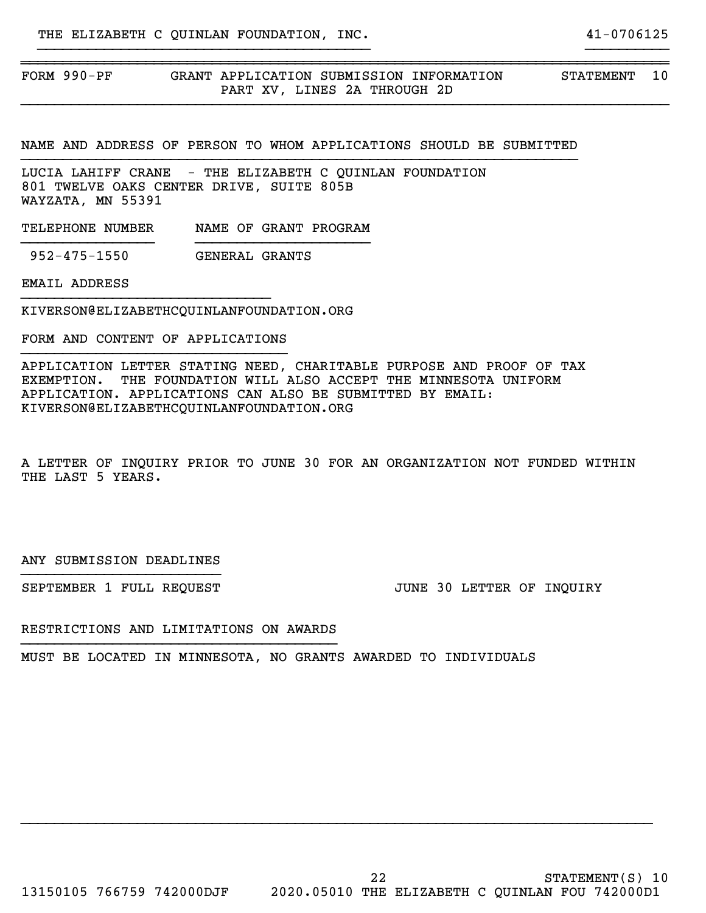THE ELIZABETH C QUINLAN FOUNDATION, INC. 41-0706125

FORM 990-PF GRANT APPLICATION SUBMISSION INFORMATION STATEMENT 10
PART XV, LINES 2A THROUGH 2D

NAME AND ADDRESS OF PERSON TO WHOM APPLICATIONS SHOULD BE SUBMITTED

LUCIA LAHIFF CRANE - THE ELIZABETH C QUINLAN FOUNDATION
801 TWELVE OAKS CENTER DRIVE, SUITE 805B
WAYZATA, MN 55391

| TELEPHONE NUMBER | NAME OF GRANT PROGRAM |
|---|---|
| 952-475-1550 | GENERAL GRANTS |

EMAIL ADDRESS

KIVERSON@ELIZABETHCQUINLANFOUNDATION.ORG

FORM AND CONTENT OF APPLICATIONS

APPLICATION LETTER STATING NEED, CHARITABLE PURPOSE AND PROOF OF TAX EXEMPTION. THE FOUNDATION WILL ALSO ACCEPT THE MINNESOTA UNIFORM APPLICATION. APPLICATIONS CAN ALSO BE SUBMITTED BY EMAIL: KIVERSON@ELIZABETHCQUINLANFOUNDATION.ORG

A LETTER OF INQUIRY PRIOR TO JUNE 30 FOR AN ORGANIZATION NOT FUNDED WITHIN THE LAST 5 YEARS.

ANY SUBMISSION DEADLINES

SEPTEMBER 1 FULL REQUEST JUNE 30 LETTER OF INQUIRY

RESTRICTIONS AND LIMITATIONS ON AWARDS

MUST BE LOCATED IN MINNESOTA, NO GRANTS AWARDED TO INDIVIDUALS